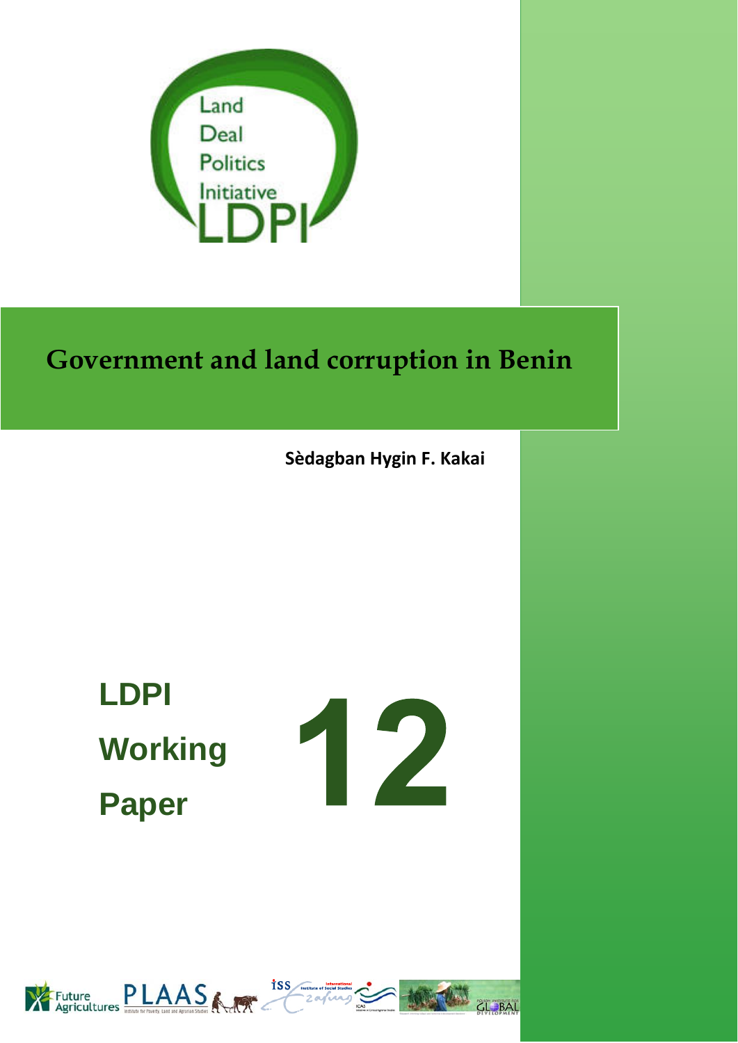Land
Deal
Politics
Initiative
LDPI

# Government and land corruption in Benin

**Sèdagban Hygin F. Kakai**

**LDPI Working Paper 12**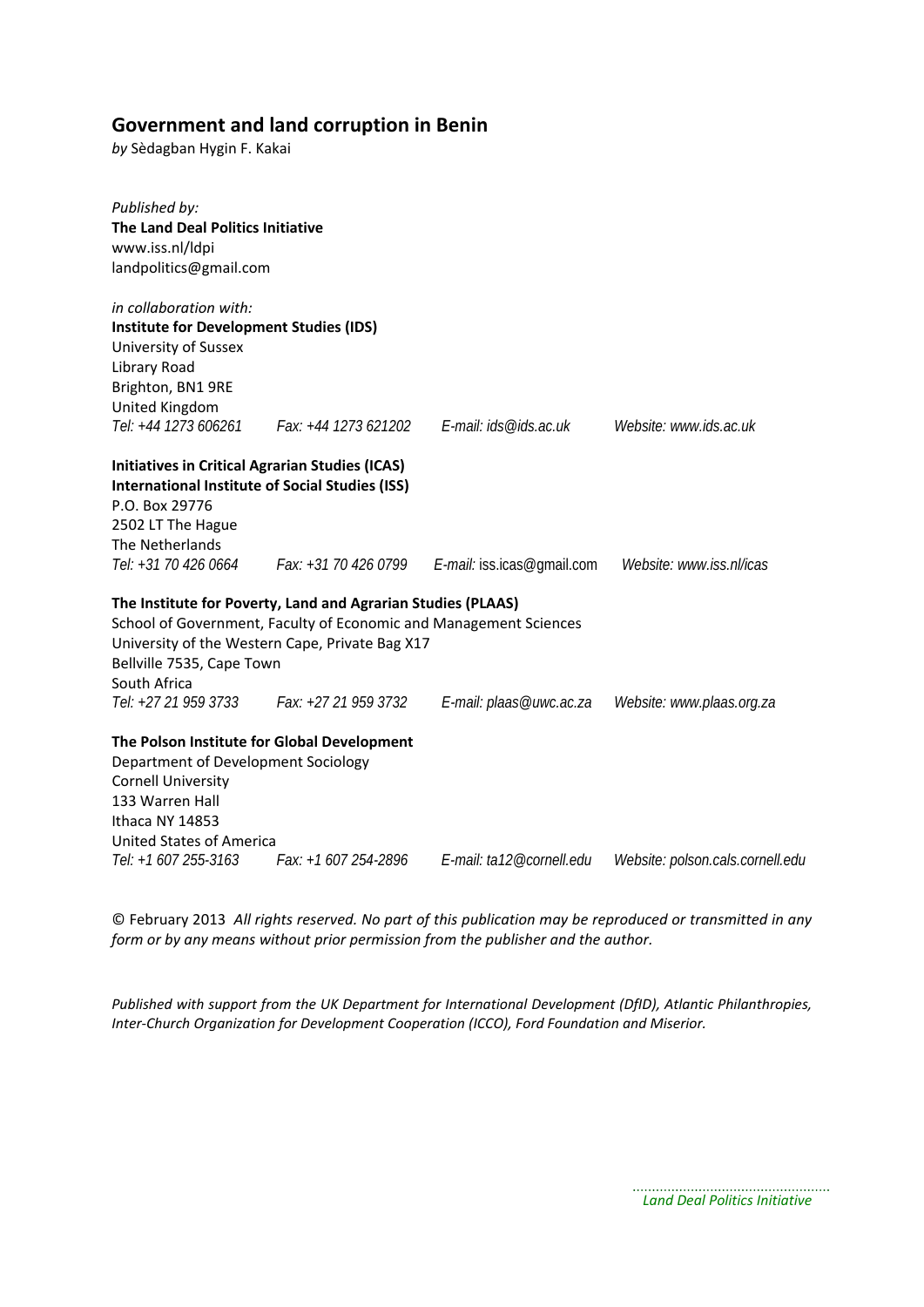## Government and land corruption in Benin

*by* Sèdagban Hygin F. Kakai

*Published by:*
**The Land Deal Politics Initiative**
www.iss.nl/ldpi
landpolitics@gmail.com

*in collaboration with:*
**Institute for Development Studies (IDS)**
University of Sussex
Library Road
Brighton, BN1 9RE
United Kingdom
*Tel: +44 1273 606261* *Fax: +44 1273 621202* *E-mail: ids@ids.ac.uk* *Website: www.ids.ac.uk*

**Initiatives in Critical Agrarian Studies (ICAS)**
**International Institute of Social Studies (ISS)**
P.O. Box 29776
2502 LT The Hague
The Netherlands
*Tel: +31 70 426 0664* *Fax: +31 70 426 0799* *E-mail: iss.icas@gmail.com* *Website: www.iss.nl/icas*

**The Institute for Poverty, Land and Agrarian Studies (PLAAS)**
School of Government, Faculty of Economic and Management Sciences
University of the Western Cape, Private Bag X17
Bellville 7535, Cape Town
South Africa
*Tel: +27 21 959 3733* *Fax: +27 21 959 3732* *E-mail: plaas@uwc.ac.za* *Website: www.plaas.org.za*

**The Polson Institute for Global Development**
Department of Development Sociology
Cornell University
133 Warren Hall
Ithaca NY 14853
United States of America
*Tel: +1 607 255-3163* *Fax: +1 607 254-2896* *E-mail: ta12@cornell.edu* *Website: polson.cals.cornell.edu*

© February 2013 *All rights reserved. No part of this publication may be reproduced or transmitted in any form or by any means without prior permission from the publisher and the author.*

*Published with support from the UK Department for International Development (DfID), Atlantic Philanthropies, Inter-Church Organization for Development Cooperation (ICCO), Ford Foundation and Miserior.*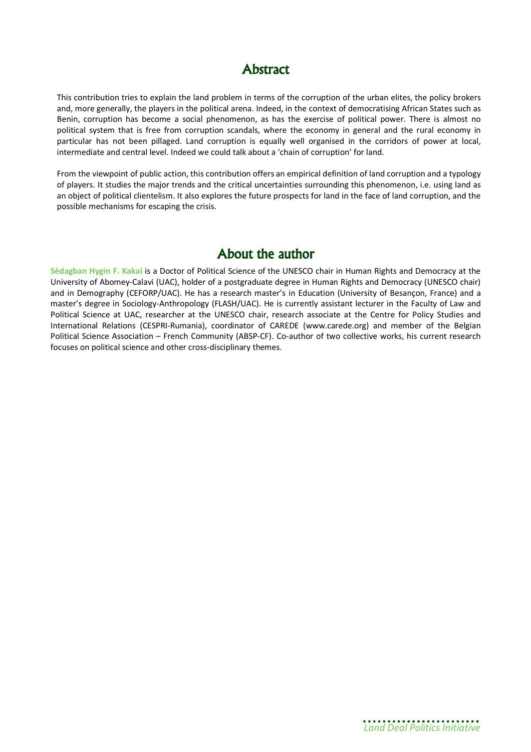# Abstract

This contribution tries to explain the land problem in terms of the corruption of the urban elites, the policy brokers and, more generally, the players in the political arena. Indeed, in the context of democratising African States such as Benin, corruption has become a social phenomenon, as has the exercise of political power. There is almost no political system that is free from corruption scandals, where the economy in general and the rural economy in particular has not been pillaged. Land corruption is equally well organised in the corridors of power at local, intermediate and central level. Indeed we could talk about a 'chain of corruption' for land.

From the viewpoint of public action, this contribution offers an empirical definition of land corruption and a typology of players. It studies the major trends and the critical uncertainties surrounding this phenomenon, i.e. using land as an object of political clientelism. It also explores the future prospects for land in the face of land corruption, and the possible mechanisms for escaping the crisis.

# About the author

**Sèdagban Hygin F. Kakai** is a Doctor of Political Science of the UNESCO chair in Human Rights and Democracy at the University of Abomey-Calavi (UAC), holder of a postgraduate degree in Human Rights and Democracy (UNESCO chair) and in Demography (CEFORP/UAC). He has a research master's in Education (University of Besançon, France) and a master's degree in Sociology-Anthropology (FLASH/UAC). He is currently assistant lecturer in the Faculty of Law and Political Science at UAC, researcher at the UNESCO chair, research associate at the Centre for Policy Studies and International Relations (CESPRI-Rumania), coordinator of CAREDE (www.carede.org) and member of the Belgian Political Science Association – French Community (ABSP-CF). Co-author of two collective works, his current research focuses on political science and other cross-disciplinary themes.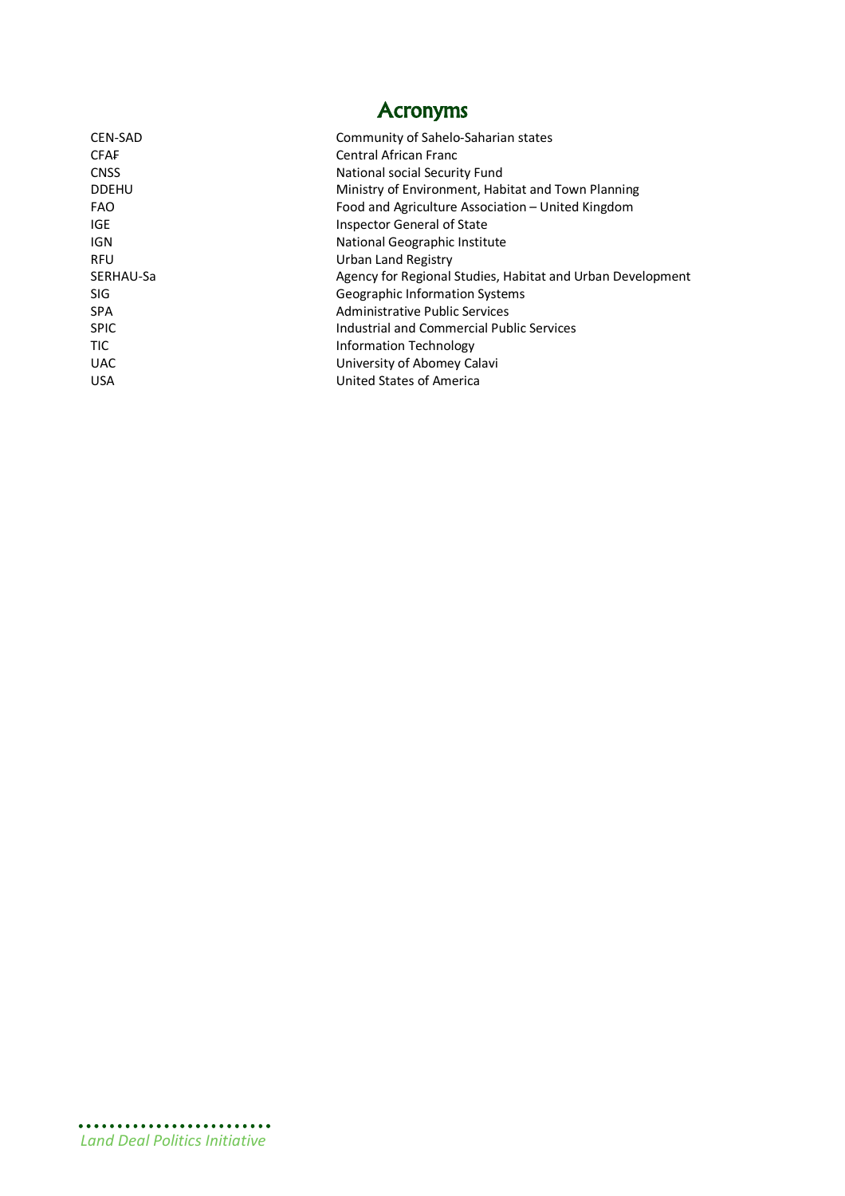# Acronyms

| | |
|---|---|
| CEN-SAD | Community of Sahelo-Saharian states |
| CFAF | Central African Franc |
| CNSS | National social Security Fund |
| DDEHU | Ministry of Environment, Habitat and Town Planning |
| FAO | Food and Agriculture Association – United Kingdom |
| IGE | Inspector General of State |
| IGN | National Geographic Institute |
| RFU | Urban Land Registry |
| SERHAU-Sa | Agency for Regional Studies, Habitat and Urban Development |
| SIG | Geographic Information Systems |
| SPA | Administrative Public Services |
| SPIC | Industrial and Commercial Public Services |
| TIC | Information Technology |
| UAC | University of Abomey Calavi |
| USA | United States of America |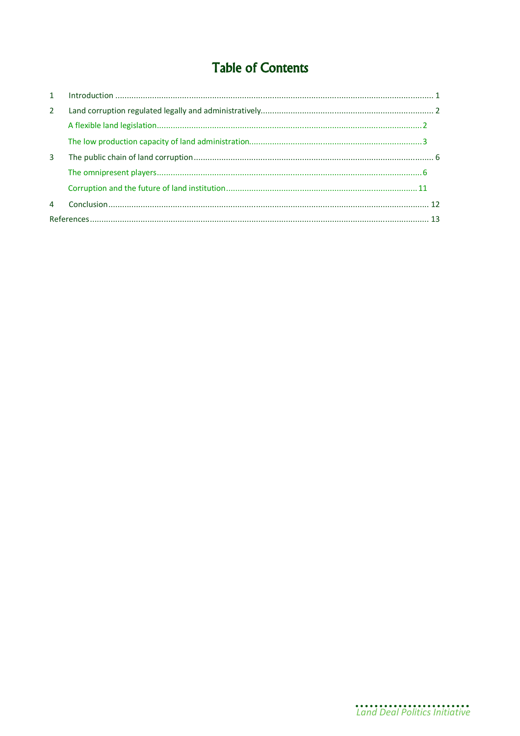# Table of Contents

1 Introduction ........................................................................................................................................ 1

2 Land corruption regulated legally and administratively......................................................................... 2

A flexible land legislation........................................................................................................................2

The low production capacity of land administration.............................................................................3

3 The public chain of land corruption ....................................................................................................... 6

The omnipresent players........................................................................................................................6

Corruption and the future of land institution .......................................................................................11

4 Conclusion ........................................................................................................................................... 12

References ............................................................................................................................................... 13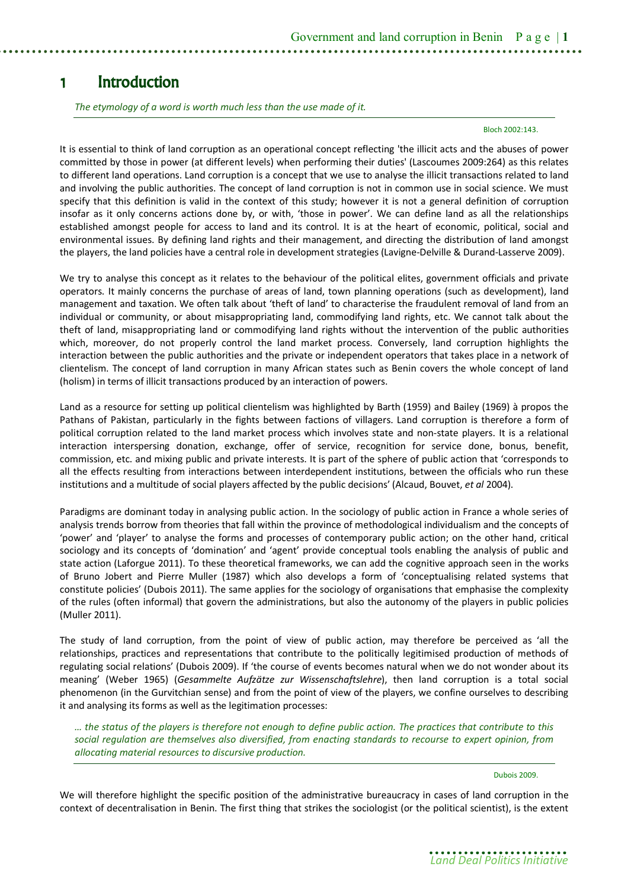# 1 Introduction

*The etymology of a word is worth much less than the use made of it.*

Bloch 2002:143.

It is essential to think of land corruption as an operational concept reflecting 'the illicit acts and the abuses of power committed by those in power (at different levels) when performing their duties' (Lascoumes 2009:264) as this relates to different land operations. Land corruption is a concept that we use to analyse the illicit transactions related to land and involving the public authorities. The concept of land corruption is not in common use in social science. We must specify that this definition is valid in the context of this study; however it is not a general definition of corruption insofar as it only concerns actions done by, or with, 'those in power'. We can define land as all the relationships established amongst people for access to land and its control. It is at the heart of economic, political, social and environmental issues. By defining land rights and their management, and directing the distribution of land amongst the players, the land policies have a central role in development strategies (Lavigne-Delville & Durand-Lasserve 2009).

We try to analyse this concept as it relates to the behaviour of the political elites, government officials and private operators. It mainly concerns the purchase of areas of land, town planning operations (such as development), land management and taxation. We often talk about 'theft of land' to characterise the fraudulent removal of land from an individual or community, or about misappropriating land, commodifying land rights, etc. We cannot talk about the theft of land, misappropriating land or commodifying land rights without the intervention of the public authorities which, moreover, do not properly control the land market process. Conversely, land corruption highlights the interaction between the public authorities and the private or independent operators that takes place in a network of clientelism. The concept of land corruption in many African states such as Benin covers the whole concept of land (holism) in terms of illicit transactions produced by an interaction of powers.

Land as a resource for setting up political clientelism was highlighted by Barth (1959) and Bailey (1969) à propos the Pathans of Pakistan, particularly in the fights between factions of villagers. Land corruption is therefore a form of political corruption related to the land market process which involves state and non-state players. It is a relational interaction interspersing donation, exchange, offer of service, recognition for service done, bonus, benefit, commission, etc. and mixing public and private interests. It is part of the sphere of public action that 'corresponds to all the effects resulting from interactions between interdependent institutions, between the officials who run these institutions and a multitude of social players affected by the public decisions' (Alcaud, Bouvet, *et al* 2004).

Paradigms are dominant today in analysing public action. In the sociology of public action in France a whole series of analysis trends borrow from theories that fall within the province of methodological individualism and the concepts of 'power' and 'player' to analyse the forms and processes of contemporary public action; on the other hand, critical sociology and its concepts of 'domination' and 'agent' provide conceptual tools enabling the analysis of public and state action (Laforgue 2011). To these theoretical frameworks, we can add the cognitive approach seen in the works of Bruno Jobert and Pierre Muller (1987) which also develops a form of 'conceptualising related systems that constitute policies' (Dubois 2011). The same applies for the sociology of organisations that emphasise the complexity of the rules (often informal) that govern the administrations, but also the autonomy of the players in public policies (Muller 2011).

The study of land corruption, from the point of view of public action, may therefore be perceived as 'all the relationships, practices and representations that contribute to the politically legitimised production of methods of regulating social relations' (Dubois 2009). If 'the course of events becomes natural when we do not wonder about its meaning' (Weber 1965) (*Gesammelte Aufzätze zur Wissenschaftslehre*), then land corruption is a total social phenomenon (in the Gurvitchian sense) and from the point of view of the players, we confine ourselves to describing it and analysing its forms as well as the legitimation processes:

> *… the status of the players is therefore not enough to define public action. The practices that contribute to this social regulation are themselves also diversified, from enacting standards to recourse to expert opinion, from allocating material resources to discursive production.*
>
> Dubois 2009.

We will therefore highlight the specific position of the administrative bureaucracy in cases of land corruption in the context of decentralisation in Benin. The first thing that strikes the sociologist (or the political scientist), is the extent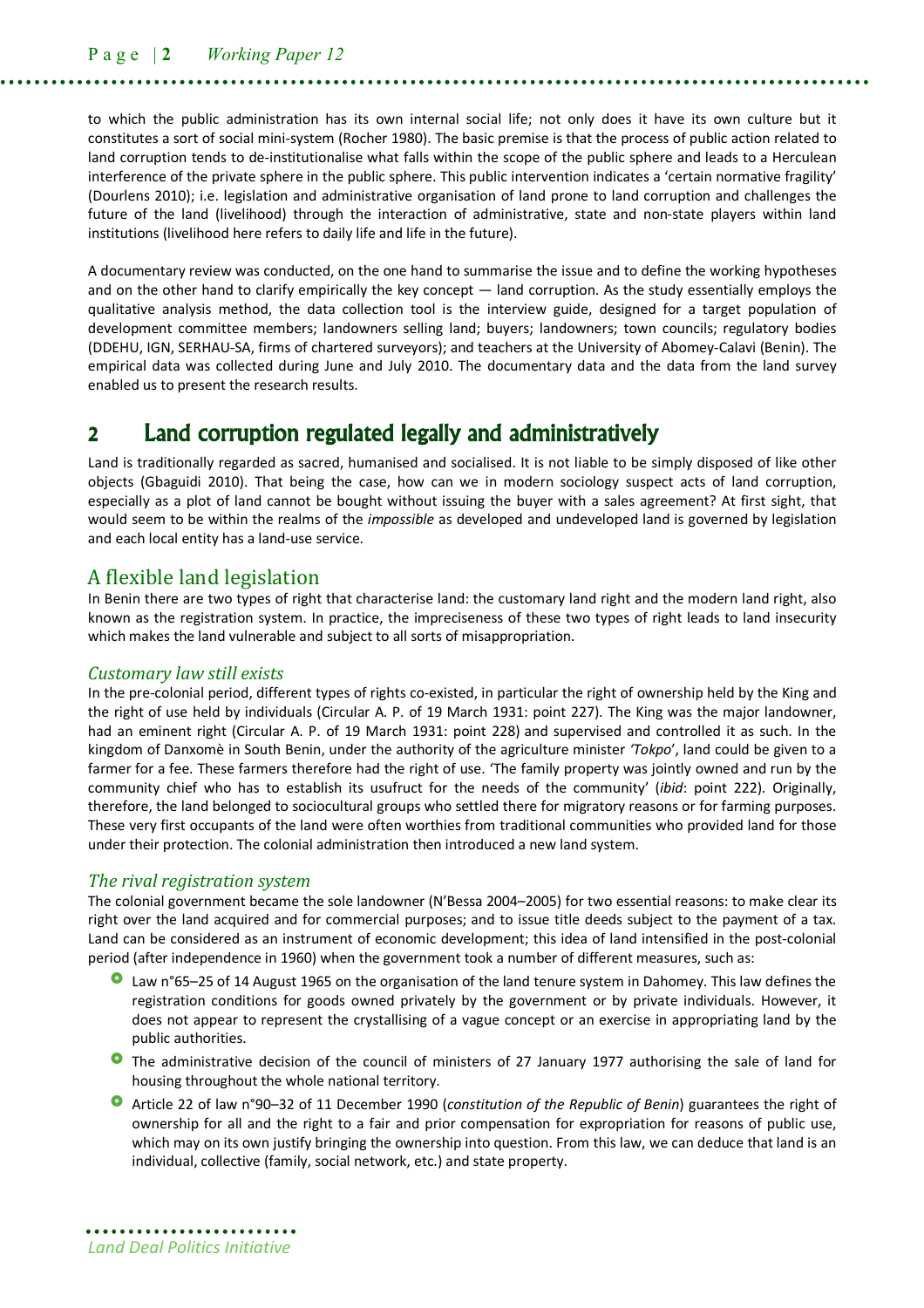to which the public administration has its own internal social life; not only does it have its own culture but it constitutes a sort of social mini-system (Rocher 1980). The basic premise is that the process of public action related to land corruption tends to de-institutionalise what falls within the scope of the public sphere and leads to a Herculean interference of the private sphere in the public sphere. This public intervention indicates a 'certain normative fragility' (Dourlens 2010); i.e. legislation and administrative organisation of land prone to land corruption and challenges the future of the land (livelihood) through the interaction of administrative, state and non-state players within land institutions (livelihood here refers to daily life and life in the future).

A documentary review was conducted, on the one hand to summarise the issue and to define the working hypotheses and on the other hand to clarify empirically the key concept — land corruption. As the study essentially employs the qualitative analysis method, the data collection tool is the interview guide, designed for a target population of development committee members; landowners selling land; buyers; landowners; town councils; regulatory bodies (DDEHU, IGN, SERHAU-SA, firms of chartered surveyors); and teachers at the University of Abomey-Calavi (Benin). The empirical data was collected during June and July 2010. The documentary data and the data from the land survey enabled us to present the research results.

# 2 Land corruption regulated legally and administratively

Land is traditionally regarded as sacred, humanised and socialised. It is not liable to be simply disposed of like other objects (Gbaguidi 2010). That being the case, how can we in modern sociology suspect acts of land corruption, especially as a plot of land cannot be bought without issuing the buyer with a sales agreement? At first sight, that would seem to be within the realms of the *impossible* as developed and undeveloped land is governed by legislation and each local entity has a land-use service.

## A flexible land legislation

In Benin there are two types of right that characterise land: the customary land right and the modern land right, also known as the registration system. In practice, the impreciseness of these two types of right leads to land insecurity which makes the land vulnerable and subject to all sorts of misappropriation.

### *Customary law still exists*

In the pre-colonial period, different types of rights co-existed, in particular the right of ownership held by the King and the right of use held by individuals (Circular A. P. of 19 March 1931: point 227). The King was the major landowner, had an eminent right (Circular A. P. of 19 March 1931: point 228) and supervised and controlled it as such. In the kingdom of Danxomè in South Benin, under the authority of the agriculture minister *'Tokpo*', land could be given to a farmer for a fee. These farmers therefore had the right of use. 'The family property was jointly owned and run by the community chief who has to establish its usufruct for the needs of the community' (*ibid*: point 222). Originally, therefore, the land belonged to sociocultural groups who settled there for migratory reasons or for farming purposes. These very first occupants of the land were often worthies from traditional communities who provided land for those under their protection. The colonial administration then introduced a new land system.

### *The rival registration system*

The colonial government became the sole landowner (N'Bessa 2004–2005) for two essential reasons: to make clear its right over the land acquired and for commercial purposes; and to issue title deeds subject to the payment of a tax. Land can be considered as an instrument of economic development; this idea of land intensified in the post-colonial period (after independence in 1960) when the government took a number of different measures, such as:

- Law n°65–25 of 14 August 1965 on the organisation of the land tenure system in Dahomey. This law defines the registration conditions for goods owned privately by the government or by private individuals. However, it does not appear to represent the crystallising of a vague concept or an exercise in appropriating land by the public authorities.
- The administrative decision of the council of ministers of 27 January 1977 authorising the sale of land for housing throughout the whole national territory.
- Article 22 of law n°90–32 of 11 December 1990 (*constitution of the Republic of Benin*) guarantees the right of ownership for all and the right to a fair and prior compensation for expropriation for reasons of public use, which may on its own justify bringing the ownership into question. From this law, we can deduce that land is an individual, collective (family, social network, etc.) and state property.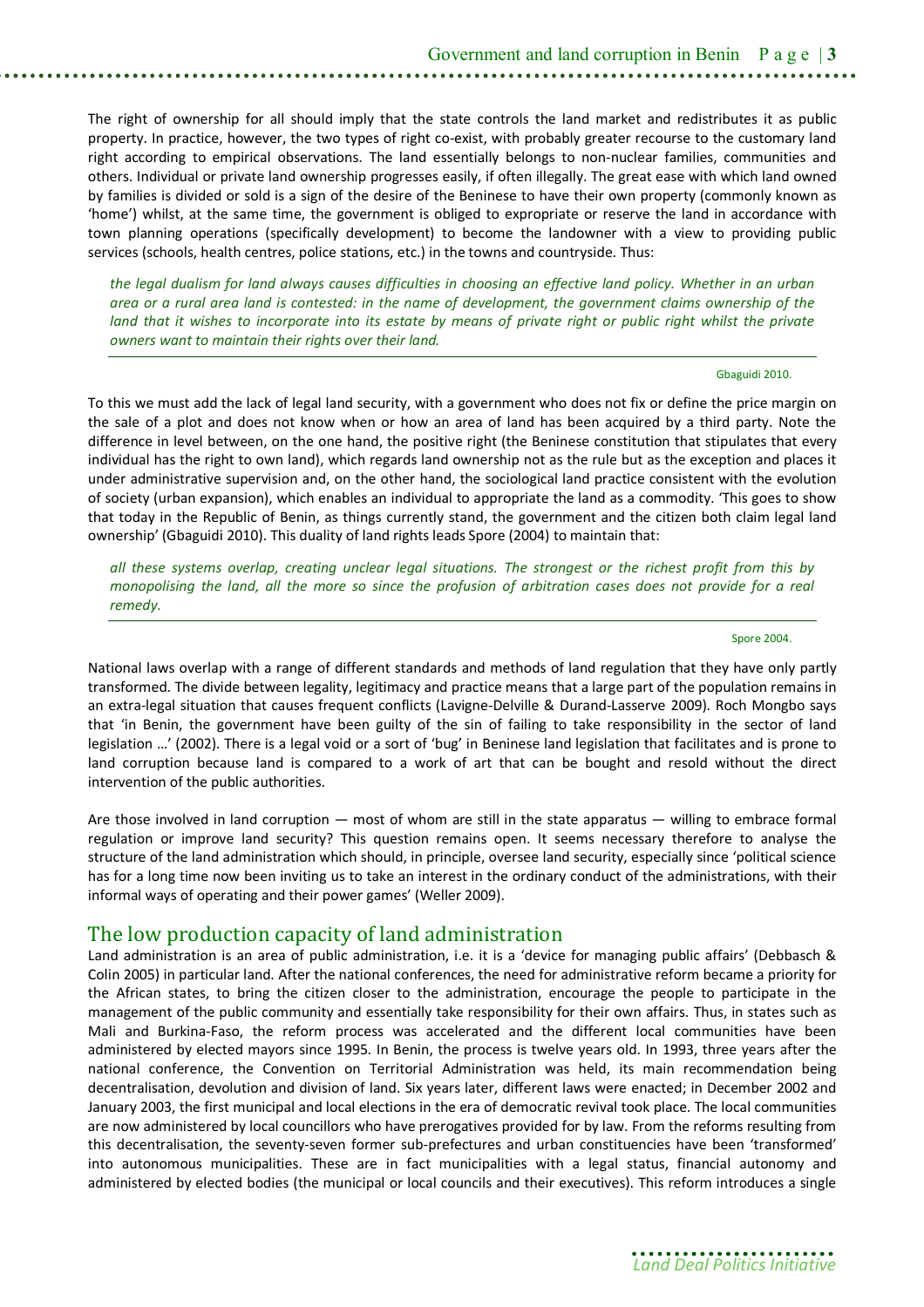The right of ownership for all should imply that the state controls the land market and redistributes it as public property. In practice, however, the two types of right co-exist, with probably greater recourse to the customary land right according to empirical observations. The land essentially belongs to non-nuclear families, communities and others. Individual or private land ownership progresses easily, if often illegally. The great ease with which land owned by families is divided or sold is a sign of the desire of the Beninese to have their own property (commonly known as 'home') whilst, at the same time, the government is obliged to expropriate or reserve the land in accordance with town planning operations (specifically development) to become the landowner with a view to providing public services (schools, health centres, police stations, etc.) in the towns and countryside. Thus:

> *the legal dualism for land always causes difficulties in choosing an effective land policy. Whether in an urban area or a rural area land is contested: in the name of development, the government claims ownership of the land that it wishes to incorporate into its estate by means of private right or public right whilst the private owners want to maintain their rights over their land.*
>
> Gbaguidi 2010.

To this we must add the lack of legal land security, with a government who does not fix or define the price margin on the sale of a plot and does not know when or how an area of land has been acquired by a third party. Note the difference in level between, on the one hand, the positive right (the Beninese constitution that stipulates that every individual has the right to own land), which regards land ownership not as the rule but as the exception and places it under administrative supervision and, on the other hand, the sociological land practice consistent with the evolution of society (urban expansion), which enables an individual to appropriate the land as a commodity. 'This goes to show that today in the Republic of Benin, as things currently stand, the government and the citizen both claim legal land ownership' (Gbaguidi 2010). This duality of land rights leads Spore (2004) to maintain that:

> *all these systems overlap, creating unclear legal situations. The strongest or the richest profit from this by monopolising the land, all the more so since the profusion of arbitration cases does not provide for a real remedy.*
>
> Spore 2004.

National laws overlap with a range of different standards and methods of land regulation that they have only partly transformed. The divide between legality, legitimacy and practice means that a large part of the population remains in an extra-legal situation that causes frequent conflicts (Lavigne-Delville & Durand-Lasserve 2009). Roch Mongbo says that 'in Benin, the government have been guilty of the sin of failing to take responsibility in the sector of land legislation …' (2002). There is a legal void or a sort of 'bug' in Beninese land legislation that facilitates and is prone to land corruption because land is compared to a work of art that can be bought and resold without the direct intervention of the public authorities.

Are those involved in land corruption — most of whom are still in the state apparatus — willing to embrace formal regulation or improve land security? This question remains open. It seems necessary therefore to analyse the structure of the land administration which should, in principle, oversee land security, especially since 'political science has for a long time now been inviting us to take an interest in the ordinary conduct of the administrations, with their informal ways of operating and their power games' (Weller 2009).

## The low production capacity of land administration

Land administration is an area of public administration, i.e. it is a 'device for managing public affairs' (Debbasch & Colin 2005) in particular land. After the national conferences, the need for administrative reform became a priority for the African states, to bring the citizen closer to the administration, encourage the people to participate in the management of the public community and essentially take responsibility for their own affairs. Thus, in states such as Mali and Burkina-Faso, the reform process was accelerated and the different local communities have been administered by elected mayors since 1995. In Benin, the process is twelve years old. In 1993, three years after the national conference, the Convention on Territorial Administration was held, its main recommendation being decentralisation, devolution and division of land. Six years later, different laws were enacted; in December 2002 and January 2003, the first municipal and local elections in the era of democratic revival took place. The local communities are now administered by local councillors who have prerogatives provided for by law. From the reforms resulting from this decentralisation, the seventy-seven former sub-prefectures and urban constituencies have been 'transformed' into autonomous municipalities. These are in fact municipalities with a legal status, financial autonomy and administered by elected bodies (the municipal or local councils and their executives). This reform introduces a single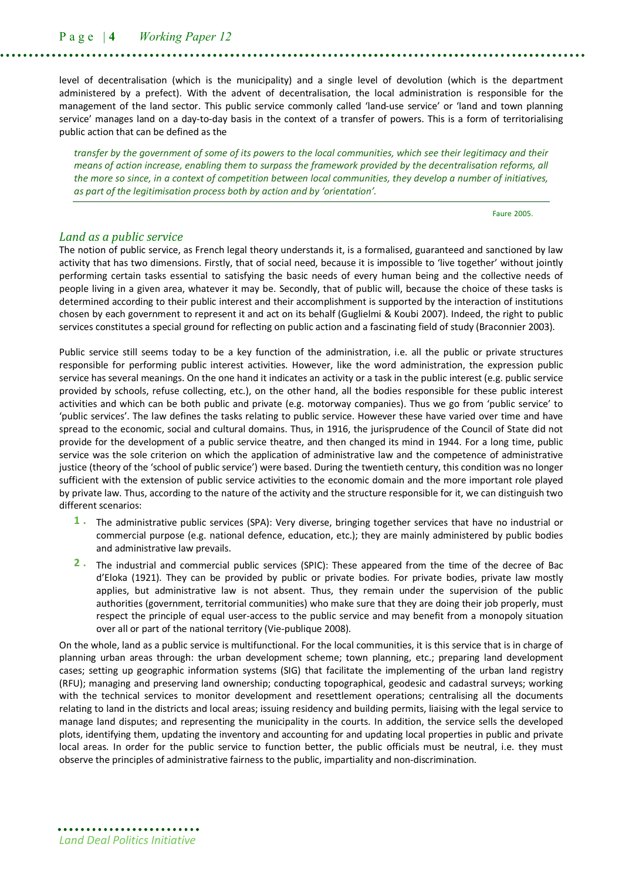level of decentralisation (which is the municipality) and a single level of devolution (which is the department administered by a prefect). With the advent of decentralisation, the local administration is responsible for the management of the land sector. This public service commonly called 'land-use service' or 'land and town planning service' manages land on a day-to-day basis in the context of a transfer of powers. This is a form of territorialising public action that can be defined as the

> *transfer by the government of some of its powers to the local communities, which see their legitimacy and their means of action increase, enabling them to surpass the framework provided by the decentralisation reforms, all the more so since, in a context of competition between local communities, they develop a number of initiatives, as part of the legitimisation process both by action and by 'orientation'.*
>
> Faure 2005.

## *Land as a public service*

The notion of public service, as French legal theory understands it, is a formalised, guaranteed and sanctioned by law activity that has two dimensions. Firstly, that of social need, because it is impossible to 'live together' without jointly performing certain tasks essential to satisfying the basic needs of every human being and the collective needs of people living in a given area, whatever it may be. Secondly, that of public will, because the choice of these tasks is determined according to their public interest and their accomplishment is supported by the interaction of institutions chosen by each government to represent it and act on its behalf (Guglielmi & Koubi 2007). Indeed, the right to public services constitutes a special ground for reflecting on public action and a fascinating field of study (Braconnier 2003).

Public service still seems today to be a key function of the administration, i.e. all the public or private structures responsible for performing public interest activities. However, like the word administration, the expression public service has several meanings. On the one hand it indicates an activity or a task in the public interest (e.g. public service provided by schools, refuse collecting, etc.), on the other hand, all the bodies responsible for these public interest activities and which can be both public and private (e.g. motorway companies). Thus we go from 'public service' to 'public services'. The law defines the tasks relating to public service. However these have varied over time and have spread to the economic, social and cultural domains. Thus, in 1916, the jurisprudence of the Council of State did not provide for the development of a public service theatre, and then changed its mind in 1944. For a long time, public service was the sole criterion on which the application of administrative law and the competence of administrative justice (theory of the 'school of public service') were based. During the twentieth century, this condition was no longer sufficient with the extension of public service activities to the economic domain and the more important role played by private law. Thus, according to the nature of the activity and the structure responsible for it, we can distinguish two different scenarios:

1. The administrative public services (SPA): Very diverse, bringing together services that have no industrial or commercial purpose (e.g. national defence, education, etc.); they are mainly administered by public bodies and administrative law prevails.
2. The industrial and commercial public services (SPIC): These appeared from the time of the decree of Bac d'Eloka (1921). They can be provided by public or private bodies. For private bodies, private law mostly applies, but administrative law is not absent. Thus, they remain under the supervision of the public authorities (government, territorial communities) who make sure that they are doing their job properly, must respect the principle of equal user-access to the public service and may benefit from a monopoly situation over all or part of the national territory (Vie-publique 2008).

On the whole, land as a public service is multifunctional. For the local communities, it is this service that is in charge of planning urban areas through: the urban development scheme; town planning, etc.; preparing land development cases; setting up geographic information systems (SIG) that facilitate the implementing of the urban land registry (RFU); managing and preserving land ownership; conducting topographical, geodesic and cadastral surveys; working with the technical services to monitor development and resettlement operations; centralising all the documents relating to land in the districts and local areas; issuing residency and building permits, liaising with the legal service to manage land disputes; and representing the municipality in the courts. In addition, the service sells the developed plots, identifying them, updating the inventory and accounting for and updating local properties in public and private local areas. In order for the public service to function better, the public officials must be neutral, i.e. they must observe the principles of administrative fairness to the public, impartiality and non-discrimination.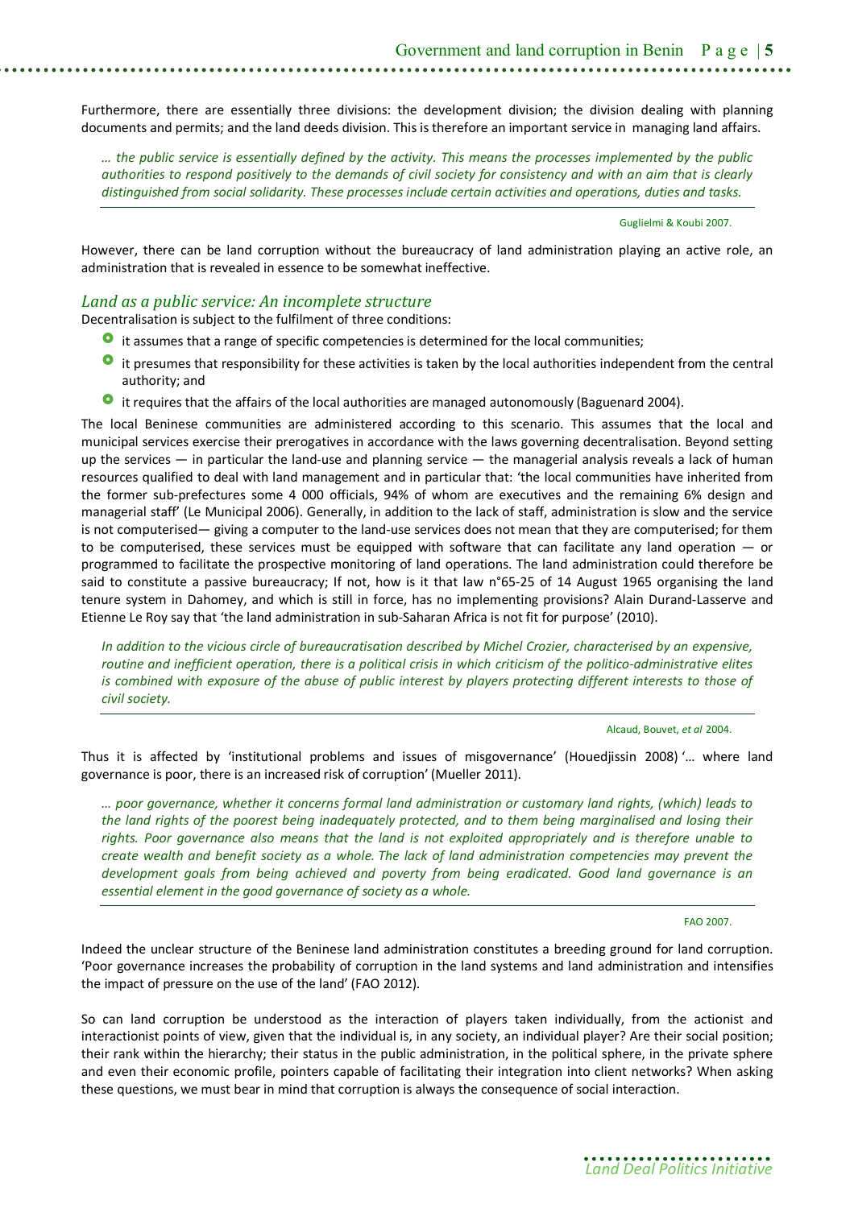Furthermore, there are essentially three divisions: the development division; the division dealing with planning documents and permits; and the land deeds division. This is therefore an important service in managing land affairs.

> *… the public service is essentially defined by the activity. This means the processes implemented by the public authorities to respond positively to the demands of civil society for consistency and with an aim that is clearly distinguished from social solidarity. These processes include certain activities and operations, duties and tasks.*
>
> Guglielmi & Koubi 2007.

However, there can be land corruption without the bureaucracy of land administration playing an active role, an administration that is revealed in essence to be somewhat ineffective.

### *Land as a public service: An incomplete structure*

Decentralisation is subject to the fulfilment of three conditions:

- it assumes that a range of specific competencies is determined for the local communities;
- it presumes that responsibility for these activities is taken by the local authorities independent from the central authority; and
- it requires that the affairs of the local authorities are managed autonomously (Baguenard 2004).

The local Beninese communities are administered according to this scenario. This assumes that the local and municipal services exercise their prerogatives in accordance with the laws governing decentralisation. Beyond setting up the services — in particular the land-use and planning service — the managerial analysis reveals a lack of human resources qualified to deal with land management and in particular that: 'the local communities have inherited from the former sub-prefectures some 4 000 officials, 94% of whom are executives and the remaining 6% design and managerial staff' (Le Municipal 2006). Generally, in addition to the lack of staff, administration is slow and the service is not computerised— giving a computer to the land-use services does not mean that they are computerised; for them to be computerised, these services must be equipped with software that can facilitate any land operation — or programmed to facilitate the prospective monitoring of land operations. The land administration could therefore be said to constitute a passive bureaucracy; If not, how is it that law n°65-25 of 14 August 1965 organising the land tenure system in Dahomey, and which is still in force, has no implementing provisions? Alain Durand-Lasserve and Etienne Le Roy say that 'the land administration in sub-Saharan Africa is not fit for purpose' (2010).

> *In addition to the vicious circle of bureaucratisation described by Michel Crozier, characterised by an expensive, routine and inefficient operation, there is a political crisis in which criticism of the politico-administrative elites is combined with exposure of the abuse of public interest by players protecting different interests to those of civil society.*
>
> Alcaud, Bouvet, *et al* 2004.

Thus it is affected by 'institutional problems and issues of misgovernance' (Houedjissin 2008) '… where land governance is poor, there is an increased risk of corruption' (Mueller 2011).

> *… poor governance, whether it concerns formal land administration or customary land rights, (which) leads to the land rights of the poorest being inadequately protected, and to them being marginalised and losing their rights. Poor governance also means that the land is not exploited appropriately and is therefore unable to create wealth and benefit society as a whole. The lack of land administration competencies may prevent the development goals from being achieved and poverty from being eradicated. Good land governance is an essential element in the good governance of society as a whole.*
>
> FAO 2007.

Indeed the unclear structure of the Beninese land administration constitutes a breeding ground for land corruption. 'Poor governance increases the probability of corruption in the land systems and land administration and intensifies the impact of pressure on the use of the land' (FAO 2012).

So can land corruption be understood as the interaction of players taken individually, from the actionist and interactionist points of view, given that the individual is, in any society, an individual player? Are their social position; their rank within the hierarchy; their status in the public administration, in the political sphere, in the private sphere and even their economic profile, pointers capable of facilitating their integration into client networks? When asking these questions, we must bear in mind that corruption is always the consequence of social interaction.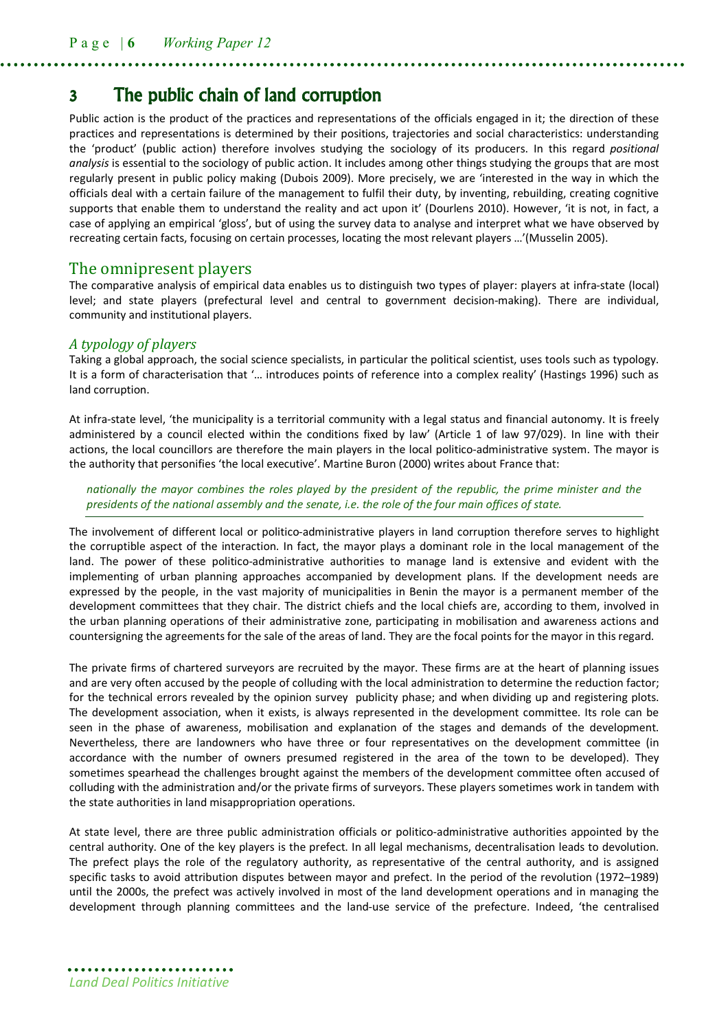# 3 The public chain of land corruption

Public action is the product of the practices and representations of the officials engaged in it; the direction of these practices and representations is determined by their positions, trajectories and social characteristics: understanding the 'product' (public action) therefore involves studying the sociology of its producers. In this regard *positional analysis* is essential to the sociology of public action. It includes among other things studying the groups that are most regularly present in public policy making (Dubois 2009). More precisely, we are 'interested in the way in which the officials deal with a certain failure of the management to fulfil their duty, by inventing, rebuilding, creating cognitive supports that enable them to understand the reality and act upon it' (Dourlens 2010). However, 'it is not, in fact, a case of applying an empirical 'gloss', but of using the survey data to analyse and interpret what we have observed by recreating certain facts, focusing on certain processes, locating the most relevant players …'(Musselin 2005).

## The omnipresent players

The comparative analysis of empirical data enables us to distinguish two types of player: players at infra-state (local) level; and state players (prefectural level and central to government decision-making). There are individual, community and institutional players.

### *A typology of players*

Taking a global approach, the social science specialists, in particular the political scientist, uses tools such as typology. It is a form of characterisation that '… introduces points of reference into a complex reality' (Hastings 1996) such as land corruption.

At infra-state level, 'the municipality is a territorial community with a legal status and financial autonomy. It is freely administered by a council elected within the conditions fixed by law' (Article 1 of law 97/029). In line with their actions, the local councillors are therefore the main players in the local politico-administrative system. The mayor is the authority that personifies 'the local executive'. Martine Buron (2000) writes about France that:

> *nationally the mayor combines the roles played by the president of the republic, the prime minister and the presidents of the national assembly and the senate, i.e. the role of the four main offices of state.*

The involvement of different local or politico-administrative players in land corruption therefore serves to highlight the corruptible aspect of the interaction. In fact, the mayor plays a dominant role in the local management of the land. The power of these politico-administrative authorities to manage land is extensive and evident with the implementing of urban planning approaches accompanied by development plans. If the development needs are expressed by the people, in the vast majority of municipalities in Benin the mayor is a permanent member of the development committees that they chair. The district chiefs and the local chiefs are, according to them, involved in the urban planning operations of their administrative zone, participating in mobilisation and awareness actions and countersigning the agreements for the sale of the areas of land. They are the focal points for the mayor in this regard.

The private firms of chartered surveyors are recruited by the mayor. These firms are at the heart of planning issues and are very often accused by the people of colluding with the local administration to determine the reduction factor; for the technical errors revealed by the opinion survey publicity phase; and when dividing up and registering plots. The development association, when it exists, is always represented in the development committee. Its role can be seen in the phase of awareness, mobilisation and explanation of the stages and demands of the development. Nevertheless, there are landowners who have three or four representatives on the development committee (in accordance with the number of owners presumed registered in the area of the town to be developed). They sometimes spearhead the challenges brought against the members of the development committee often accused of colluding with the administration and/or the private firms of surveyors. These players sometimes work in tandem with the state authorities in land misappropriation operations.

At state level, there are three public administration officials or politico-administrative authorities appointed by the central authority. One of the key players is the prefect. In all legal mechanisms, decentralisation leads to devolution. The prefect plays the role of the regulatory authority, as representative of the central authority, and is assigned specific tasks to avoid attribution disputes between mayor and prefect. In the period of the revolution (1972–1989) until the 2000s, the prefect was actively involved in most of the land development operations and in managing the development through planning committees and the land-use service of the prefecture. Indeed, 'the centralised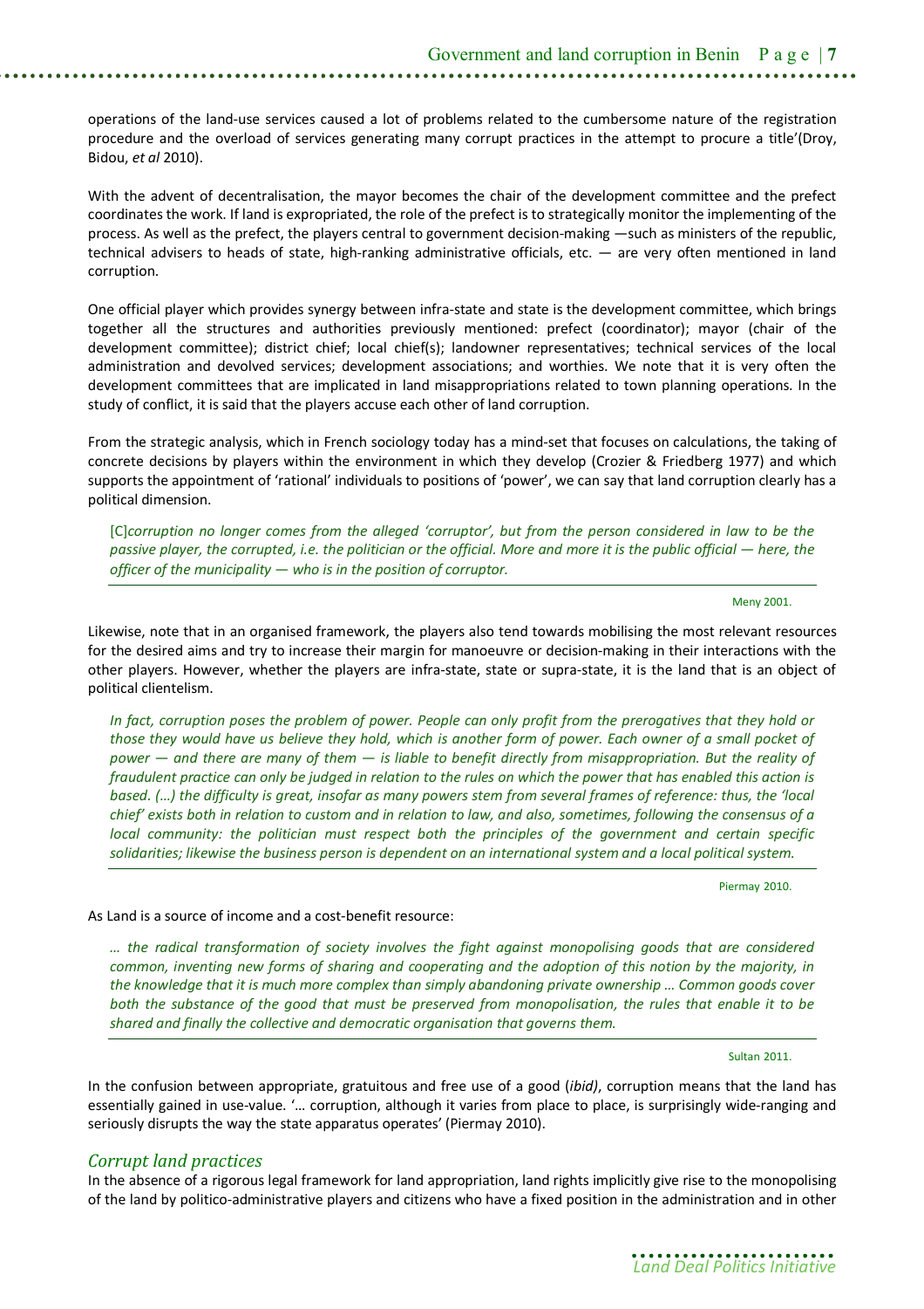operations of the land-use services caused a lot of problems related to the cumbersome nature of the registration procedure and the overload of services generating many corrupt practices in the attempt to procure a title'(Droy, Bidou, *et al* 2010).

With the advent of decentralisation, the mayor becomes the chair of the development committee and the prefect coordinates the work. If land is expropriated, the role of the prefect is to strategically monitor the implementing of the process. As well as the prefect, the players central to government decision-making —such as ministers of the republic, technical advisers to heads of state, high-ranking administrative officials, etc. — are very often mentioned in land corruption.

One official player which provides synergy between infra-state and state is the development committee, which brings together all the structures and authorities previously mentioned: prefect (coordinator); mayor (chair of the development committee); district chief; local chief(s); landowner representatives; technical services of the local administration and devolved services; development associations; and worthies. We note that it is very often the development committees that are implicated in land misappropriations related to town planning operations. In the study of conflict, it is said that the players accuse each other of land corruption.

From the strategic analysis, which in French sociology today has a mind-set that focuses on calculations, the taking of concrete decisions by players within the environment in which they develop (Crozier & Friedberg 1977) and which supports the appointment of 'rational' individuals to positions of 'power', we can say that land corruption clearly has a political dimension.

> [C]*corruption no longer comes from the alleged 'corruptor', but from the person considered in law to be the passive player, the corrupted, i.e. the politician or the official. More and more it is the public official — here, the officer of the municipality — who is in the position of corruptor.*
>
> Meny 2001.

Likewise, note that in an organised framework, the players also tend towards mobilising the most relevant resources for the desired aims and try to increase their margin for manoeuvre or decision-making in their interactions with the other players. However, whether the players are infra-state, state or supra-state, it is the land that is an object of political clientelism.

> *In fact, corruption poses the problem of power. People can only profit from the prerogatives that they hold or those they would have us believe they hold, which is another form of power. Each owner of a small pocket of power — and there are many of them — is liable to benefit directly from misappropriation. But the reality of fraudulent practice can only be judged in relation to the rules on which the power that has enabled this action is based. (…) the difficulty is great, insofar as many powers stem from several frames of reference: thus, the 'local chief' exists both in relation to custom and in relation to law, and also, sometimes, following the consensus of a local community: the politician must respect both the principles of the government and certain specific solidarities; likewise the business person is dependent on an international system and a local political system.*
>
> Piermay 2010.

As Land is a source of income and a cost-benefit resource:

> *… the radical transformation of society involves the fight against monopolising goods that are considered common, inventing new forms of sharing and cooperating and the adoption of this notion by the majority, in the knowledge that it is much more complex than simply abandoning private ownership … Common goods cover both the substance of the good that must be preserved from monopolisation, the rules that enable it to be shared and finally the collective and democratic organisation that governs them.*
>
> Sultan 2011.

In the confusion between appropriate, gratuitous and free use of a good (*ibid)*, corruption means that the land has essentially gained in use-value. '… corruption, although it varies from place to place, is surprisingly wide-ranging and seriously disrupts the way the state apparatus operates' (Piermay 2010).

### *Corrupt land practices*

In the absence of a rigorous legal framework for land appropriation, land rights implicitly give rise to the monopolising of the land by politico-administrative players and citizens who have a fixed position in the administration and in other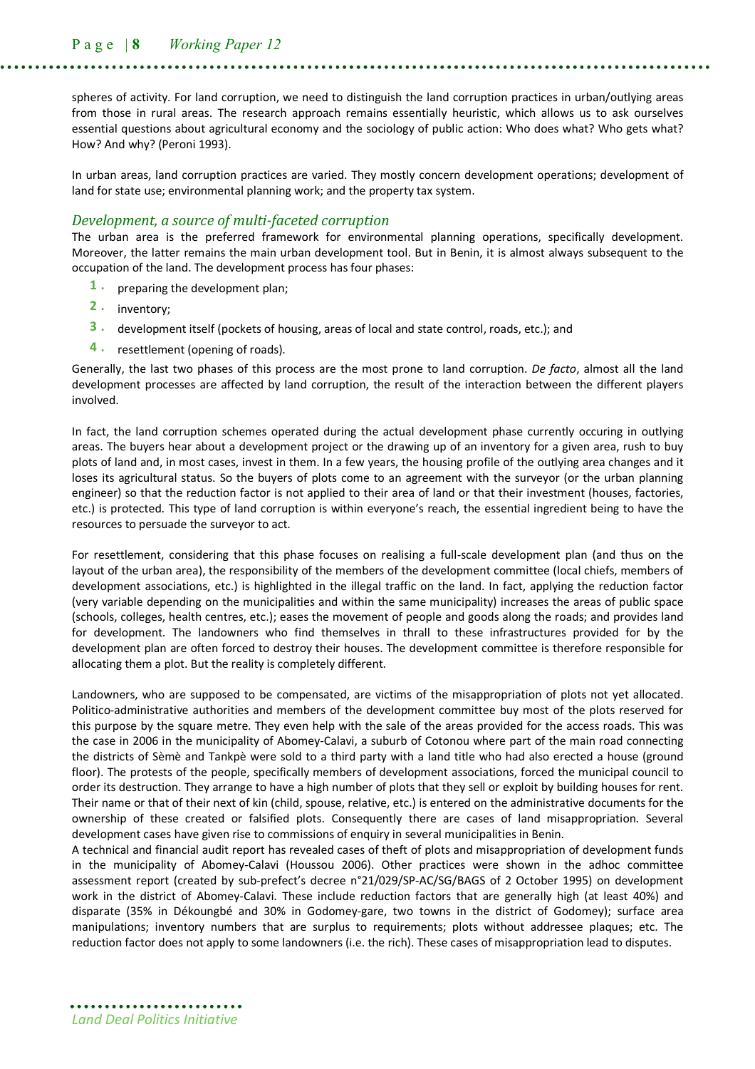spheres of activity. For land corruption, we need to distinguish the land corruption practices in urban/outlying areas from those in rural areas. The research approach remains essentially heuristic, which allows us to ask ourselves essential questions about agricultural economy and the sociology of public action: Who does what? Who gets what? How? And why? (Peroni 1993).

In urban areas, land corruption practices are varied. They mostly concern development operations; development of land for state use; environmental planning work; and the property tax system.

### *Development, a source of multi-faceted corruption*

The urban area is the preferred framework for environmental planning operations, specifically development. Moreover, the latter remains the main urban development tool. But in Benin, it is almost always subsequent to the occupation of the land. The development process has four phases:

1. preparing the development plan;
2. inventory;
3. development itself (pockets of housing, areas of local and state control, roads, etc.); and
4. resettlement (opening of roads).

Generally, the last two phases of this process are the most prone to land corruption. *De facto*, almost all the land development processes are affected by land corruption, the result of the interaction between the different players involved.

In fact, the land corruption schemes operated during the actual development phase currently occuring in outlying areas. The buyers hear about a development project or the drawing up of an inventory for a given area, rush to buy plots of land and, in most cases, invest in them. In a few years, the housing profile of the outlying area changes and it loses its agricultural status. So the buyers of plots come to an agreement with the surveyor (or the urban planning engineer) so that the reduction factor is not applied to their area of land or that their investment (houses, factories, etc.) is protected. This type of land corruption is within everyone's reach, the essential ingredient being to have the resources to persuade the surveyor to act.

For resettlement, considering that this phase focuses on realising a full-scale development plan (and thus on the layout of the urban area), the responsibility of the members of the development committee (local chiefs, members of development associations, etc.) is highlighted in the illegal traffic on the land. In fact, applying the reduction factor (very variable depending on the municipalities and within the same municipality) increases the areas of public space (schools, colleges, health centres, etc.); eases the movement of people and goods along the roads; and provides land for development. The landowners who find themselves in thrall to these infrastructures provided for by the development plan are often forced to destroy their houses. The development committee is therefore responsible for allocating them a plot. But the reality is completely different.

Landowners, who are supposed to be compensated, are victims of the misappropriation of plots not yet allocated. Politico-administrative authorities and members of the development committee buy most of the plots reserved for this purpose by the square metre. They even help with the sale of the areas provided for the access roads. This was the case in 2006 in the municipality of Abomey-Calavi, a suburb of Cotonou where part of the main road connecting the districts of Sèmè and Tankpè were sold to a third party with a land title who had also erected a house (ground floor). The protests of the people, specifically members of development associations, forced the municipal council to order its destruction. They arrange to have a high number of plots that they sell or exploit by building houses for rent. Their name or that of their next of kin (child, spouse, relative, etc.) is entered on the administrative documents for the ownership of these created or falsified plots. Consequently there are cases of land misappropriation. Several development cases have given rise to commissions of enquiry in several municipalities in Benin.

A technical and financial audit report has revealed cases of theft of plots and misappropriation of development funds in the municipality of Abomey-Calavi (Houssou 2006). Other practices were shown in the adhoc committee assessment report (created by sub-prefect's decree n°21/029/SP-AC/SG/BAGS of 2 October 1995) on development work in the district of Abomey-Calavi. These include reduction factors that are generally high (at least 40%) and disparate (35% in Dékoungbé and 30% in Godomey-gare, two towns in the district of Godomey); surface area manipulations; inventory numbers that are surplus to requirements; plots without addressee plaques; etc. The reduction factor does not apply to some landowners (i.e. the rich). These cases of misappropriation lead to disputes.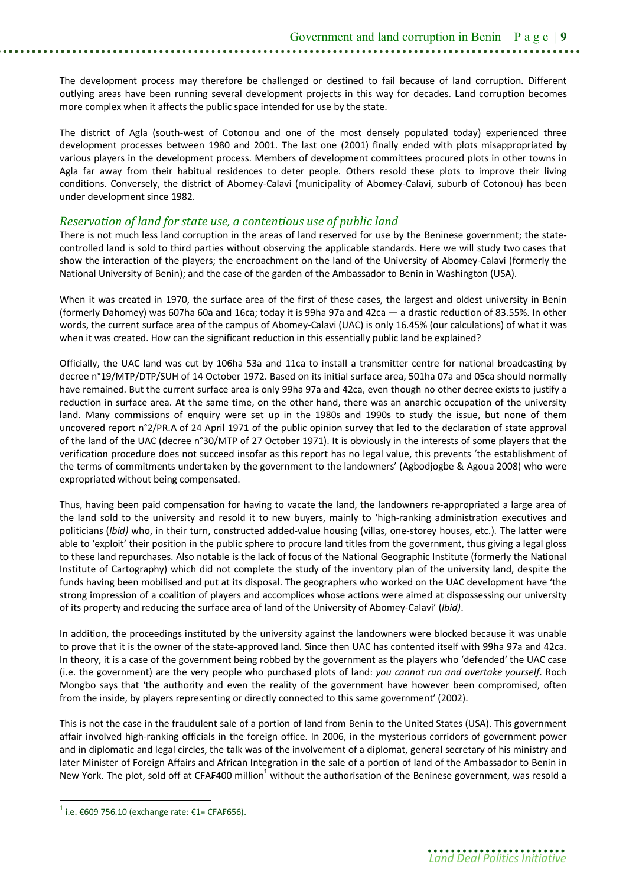The development process may therefore be challenged or destined to fail because of land corruption. Different outlying areas have been running several development projects in this way for decades. Land corruption becomes more complex when it affects the public space intended for use by the state.

The district of Agla (south-west of Cotonou and one of the most densely populated today) experienced three development processes between 1980 and 2001. The last one (2001) finally ended with plots misappropriated by various players in the development process. Members of development committees procured plots in other towns in Agla far away from their habitual residences to deter people. Others resold these plots to improve their living conditions. Conversely, the district of Abomey-Calavi (municipality of Abomey-Calavi, suburb of Cotonou) has been under development since 1982.

### *Reservation of land for state use, a contentious use of public land*

There is not much less land corruption in the areas of land reserved for use by the Beninese government; the state-controlled land is sold to third parties without observing the applicable standards. Here we will study two cases that show the interaction of the players; the encroachment on the land of the University of Abomey-Calavi (formerly the National University of Benin); and the case of the garden of the Ambassador to Benin in Washington (USA).

When it was created in 1970, the surface area of the first of these cases, the largest and oldest university in Benin (formerly Dahomey) was 607ha 60a and 16ca; today it is 99ha 97a and 42ca — a drastic reduction of 83.55%. In other words, the current surface area of the campus of Abomey-Calavi (UAC) is only 16.45% (our calculations) of what it was when it was created. How can the significant reduction in this essentially public land be explained?

Officially, the UAC land was cut by 106ha 53a and 11ca to install a transmitter centre for national broadcasting by decree n°19/MTP/DTP/SUH of 14 October 1972. Based on its initial surface area, 501ha 07a and 05ca should normally have remained. But the current surface area is only 99ha 97a and 42ca, even though no other decree exists to justify a reduction in surface area. At the same time, on the other hand, there was an anarchic occupation of the university land. Many commissions of enquiry were set up in the 1980s and 1990s to study the issue, but none of them uncovered report n°2/PR.A of 24 April 1971 of the public opinion survey that led to the declaration of state approval of the land of the UAC (decree n°30/MTP of 27 October 1971). It is obviously in the interests of some players that the verification procedure does not succeed insofar as this report has no legal value, this prevents 'the establishment of the terms of commitments undertaken by the government to the landowners' (Agbodjogbe & Agoua 2008) who were expropriated without being compensated.

Thus, having been paid compensation for having to vacate the land, the landowners re-appropriated a large area of the land sold to the university and resold it to new buyers, mainly to 'high-ranking administration executives and politicians (*Ibid)* who, in their turn, constructed added-value housing (villas, one-storey houses, etc.). The latter were able to 'exploit' their position in the public sphere to procure land titles from the government, thus giving a legal gloss to these land repurchases. Also notable is the lack of focus of the National Geographic Institute (formerly the National Institute of Cartography) which did not complete the study of the inventory plan of the university land, despite the funds having been mobilised and put at its disposal. The geographers who worked on the UAC development have 'the strong impression of a coalition of players and accomplices whose actions were aimed at dispossessing our university of its property and reducing the surface area of land of the University of Abomey-Calavi' (*Ibid)*.

In addition, the proceedings instituted by the university against the landowners were blocked because it was unable to prove that it is the owner of the state-approved land. Since then UAC has contented itself with 99ha 97a and 42ca. In theory, it is a case of the government being robbed by the government as the players who 'defended' the UAC case (i.e. the government) are the very people who purchased plots of land: *you cannot run and overtake yourself*. Roch Mongbo says that 'the authority and even the reality of the government have however been compromised, often from the inside, by players representing or directly connected to this same government' (2002).

This is not the case in the fraudulent sale of a portion of land from Benin to the United States (USA). This government affair involved high-ranking officials in the foreign office. In 2006, in the mysterious corridors of government power and in diplomatic and legal circles, the talk was of the involvement of a diplomat, general secretary of his ministry and later Minister of Foreign Affairs and African Integration in the sale of a portion of land of the Ambassador to Benin in New York. The plot, sold off at CFA₣400 million[1] without the authorisation of the Beninese government, was resold a

[1] i.e. €609 756.10 (exchange rate: €1= CFA₣656).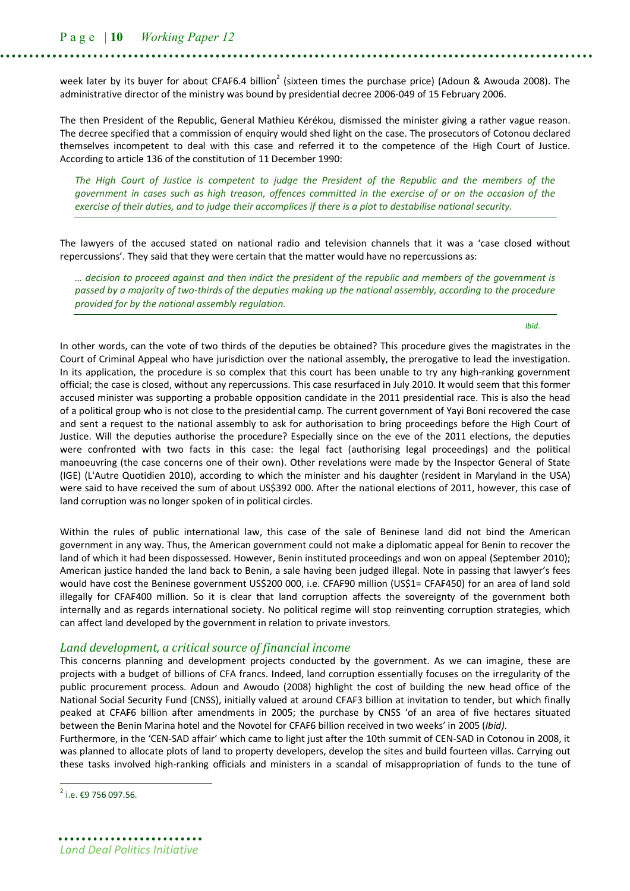week later by its buyer for about CFAF6.4 billion[2] (sixteen times the purchase price) (Adoun & Awouda 2008). The administrative director of the ministry was bound by presidential decree 2006-049 of 15 February 2006.

The then President of the Republic, General Mathieu Kérékou, dismissed the minister giving a rather vague reason. The decree specified that a commission of enquiry would shed light on the case. The prosecutors of Cotonou declared themselves incompetent to deal with this case and referred it to the competence of the High Court of Justice. According to article 136 of the constitution of 11 December 1990:

> *The High Court of Justice is competent to judge the President of the Republic and the members of the government in cases such as high treason, offences committed in the exercise of or on the occasion of the exercise of their duties, and to judge their accomplices if there is a plot to destabilise national security.*

The lawyers of the accused stated on national radio and television channels that it was a 'case closed without repercussions'. They said that they were certain that the matter would have no repercussions as:

> *… decision to proceed against and then indict the president of the republic and members of the government is passed by a majority of two-thirds of the deputies making up the national assembly, according to the procedure provided for by the national assembly regulation.*
>
> *Ibid.*

In other words, can the vote of two thirds of the deputies be obtained? This procedure gives the magistrates in the Court of Criminal Appeal who have jurisdiction over the national assembly, the prerogative to lead the investigation. In its application, the procedure is so complex that this court has been unable to try any high-ranking government official; the case is closed, without any repercussions. This case resurfaced in July 2010. It would seem that this former accused minister was supporting a probable opposition candidate in the 2011 presidential race. This is also the head of a political group who is not close to the presidential camp. The current government of Yayi Boni recovered the case and sent a request to the national assembly to ask for authorisation to bring proceedings before the High Court of Justice. Will the deputies authorise the procedure? Especially since on the eve of the 2011 elections, the deputies were confronted with two facts in this case: the legal fact (authorising legal proceedings) and the political manoeuvring (the case concerns one of their own). Other revelations were made by the Inspector General of State (IGE) (L'Autre Quotidien 2010), according to which the minister and his daughter (resident in Maryland in the USA) were said to have received the sum of about US$392 000. After the national elections of 2011, however, this case of land corruption was no longer spoken of in political circles.

Within the rules of public international law, this case of the sale of Beninese land did not bind the American government in any way. Thus, the American government could not make a diplomatic appeal for Benin to recover the land of which it had been dispossessed. However, Benin instituted proceedings and won on appeal (September 2010); American justice handed the land back to Benin, a sale having been judged illegal. Note in passing that lawyer's fees would have cost the Beninese government US$200 000, i.e. CFAF90 million (US$1= CFAF450) for an area of land sold illegally for CFAF400 million. So it is clear that land corruption affects the sovereignty of the government both internally and as regards international society. No political regime will stop reinventing corruption strategies, which can affect land developed by the government in relation to private investors.

### *Land development, a critical source of financial income*

This concerns planning and development projects conducted by the government. As we can imagine, these are projects with a budget of billions of CFA francs. Indeed, land corruption essentially focuses on the irregularity of the public procurement process. Adoun and Awoudo (2008) highlight the cost of building the new head office of the National Social Security Fund (CNSS), initially valued at around CFAF3 billion at invitation to tender, but which finally peaked at CFAF6 billion after amendments in 2005; the purchase by CNSS 'of an area of five hectares situated between the Benin Marina hotel and the Novotel for CFAF6 billion received in two weeks' in 2005 (*Ibid).*

Furthermore, in the 'CEN-SAD affair' which came to light just after the 10th summit of CEN-SAD in Cotonou in 2008, it was planned to allocate plots of land to property developers, develop the sites and build fourteen villas. Carrying out these tasks involved high-ranking officials and ministers in a scandal of misappropriation of funds to the tune of

---

[2] i.e. €9 756 097.56.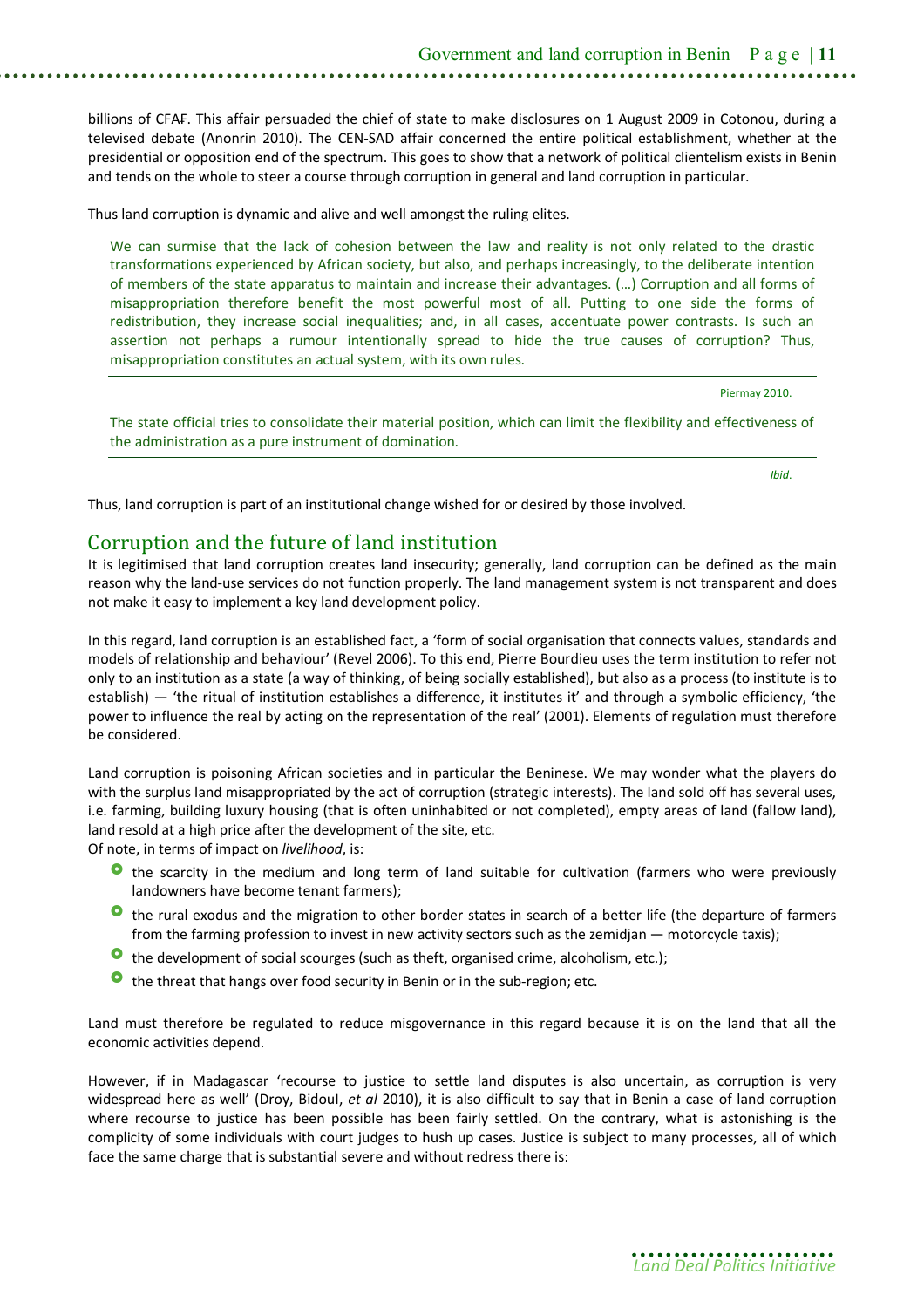billions of CFAF. This affair persuaded the chief of state to make disclosures on 1 August 2009 in Cotonou, during a televised debate (Anonrin 2010). The CEN-SAD affair concerned the entire political establishment, whether at the presidential or opposition end of the spectrum. This goes to show that a network of political clientelism exists in Benin and tends on the whole to steer a course through corruption in general and land corruption in particular.

Thus land corruption is dynamic and alive and well amongst the ruling elites.

> We can surmise that the lack of cohesion between the law and reality is not only related to the drastic transformations experienced by African society, but also, and perhaps increasingly, to the deliberate intention of members of the state apparatus to maintain and increase their advantages. (…) Corruption and all forms of misappropriation therefore benefit the most powerful most of all. Putting to one side the forms of redistribution, they increase social inequalities; and, in all cases, accentuate power contrasts. Is such an assertion not perhaps a rumour intentionally spread to hide the true causes of corruption? Thus, misappropriation constitutes an actual system, with its own rules.
>
> Piermay 2010.

> The state official tries to consolidate their material position, which can limit the flexibility and effectiveness of the administration as a pure instrument of domination.
>
> *Ibid*.

Thus, land corruption is part of an institutional change wished for or desired by those involved.

## Corruption and the future of land institution

It is legitimised that land corruption creates land insecurity; generally, land corruption can be defined as the main reason why the land-use services do not function properly. The land management system is not transparent and does not make it easy to implement a key land development policy.

In this regard, land corruption is an established fact, a 'form of social organisation that connects values, standards and models of relationship and behaviour' (Revel 2006). To this end, Pierre Bourdieu uses the term institution to refer not only to an institution as a state (a way of thinking, of being socially established), but also as a process (to institute is to establish) — 'the ritual of institution establishes a difference, it institutes it' and through a symbolic efficiency, 'the power to influence the real by acting on the representation of the real' (2001). Elements of regulation must therefore be considered.

Land corruption is poisoning African societies and in particular the Beninese. We may wonder what the players do with the surplus land misappropriated by the act of corruption (strategic interests). The land sold off has several uses, i.e. farming, building luxury housing (that is often uninhabited or not completed), empty areas of land (fallow land), land resold at a high price after the development of the site, etc.
Of note, in terms of impact on *livelihood*, is:

- the scarcity in the medium and long term of land suitable for cultivation (farmers who were previously landowners have become tenant farmers);
- the rural exodus and the migration to other border states in search of a better life (the departure of farmers from the farming profession to invest in new activity sectors such as the zemidjan — motorcycle taxis);
- the development of social scourges (such as theft, organised crime, alcoholism, etc.);
- the threat that hangs over food security in Benin or in the sub-region; etc.

Land must therefore be regulated to reduce misgovernance in this regard because it is on the land that all the economic activities depend.

However, if in Madagascar 'recourse to justice to settle land disputes is also uncertain, as corruption is very widespread here as well' (Droy, Bidoul, *et al* 2010), it is also difficult to say that in Benin a case of land corruption where recourse to justice has been possible has been fairly settled. On the contrary, what is astonishing is the complicity of some individuals with court judges to hush up cases. Justice is subject to many processes, all of which face the same charge that is substantial severe and without redress there is: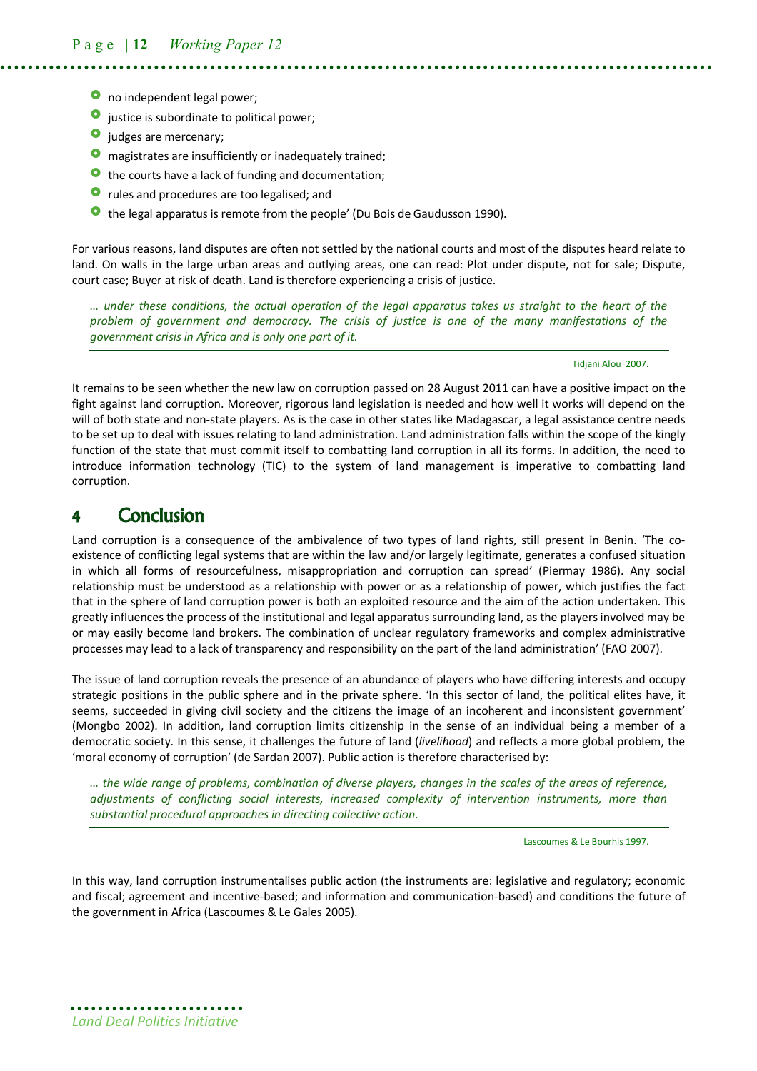- no independent legal power;
- justice is subordinate to political power;
- judges are mercenary;
- magistrates are insufficiently or inadequately trained;
- the courts have a lack of funding and documentation;
- rules and procedures are too legalised; and
- the legal apparatus is remote from the people' (Du Bois de Gaudusson 1990).

For various reasons, land disputes are often not settled by the national courts and most of the disputes heard relate to land. On walls in the large urban areas and outlying areas, one can read: Plot under dispute, not for sale; Dispute, court case; Buyer at risk of death. Land is therefore experiencing a crisis of justice.

> *… under these conditions, the actual operation of the legal apparatus takes us straight to the heart of the problem of government and democracy. The crisis of justice is one of the many manifestations of the government crisis in Africa and is only one part of it.*
>
> Tidjani Alou 2007.

It remains to be seen whether the new law on corruption passed on 28 August 2011 can have a positive impact on the fight against land corruption. Moreover, rigorous land legislation is needed and how well it works will depend on the will of both state and non-state players. As is the case in other states like Madagascar, a legal assistance centre needs to be set up to deal with issues relating to land administration. Land administration falls within the scope of the kingly function of the state that must commit itself to combatting land corruption in all its forms. In addition, the need to introduce information technology (TIC) to the system of land management is imperative to combatting land corruption.

# 4 Conclusion

Land corruption is a consequence of the ambivalence of two types of land rights, still present in Benin. 'The co-existence of conflicting legal systems that are within the law and/or largely legitimate, generates a confused situation in which all forms of resourcefulness, misappropriation and corruption can spread' (Piermay 1986). Any social relationship must be understood as a relationship with power or as a relationship of power, which justifies the fact that in the sphere of land corruption power is both an exploited resource and the aim of the action undertaken. This greatly influences the process of the institutional and legal apparatus surrounding land, as the players involved may be or may easily become land brokers. The combination of unclear regulatory frameworks and complex administrative processes may lead to a lack of transparency and responsibility on the part of the land administration' (FAO 2007).

The issue of land corruption reveals the presence of an abundance of players who have differing interests and occupy strategic positions in the public sphere and in the private sphere. 'In this sector of land, the political elites have, it seems, succeeded in giving civil society and the citizens the image of an incoherent and inconsistent government' (Mongbo 2002). In addition, land corruption limits citizenship in the sense of an individual being a member of a democratic society. In this sense, it challenges the future of land (*livelihood*) and reflects a more global problem, the 'moral economy of corruption' (de Sardan 2007). Public action is therefore characterised by:

> *… the wide range of problems, combination of diverse players, changes in the scales of the areas of reference, adjustments of conflicting social interests, increased complexity of intervention instruments, more than substantial procedural approaches in directing collective action.*
>
> Lascoumes & Le Bourhis 1997.

In this way, land corruption instrumentalises public action (the instruments are: legislative and regulatory; economic and fiscal; agreement and incentive-based; and information and communication-based) and conditions the future of the government in Africa (Lascoumes & Le Gales 2005).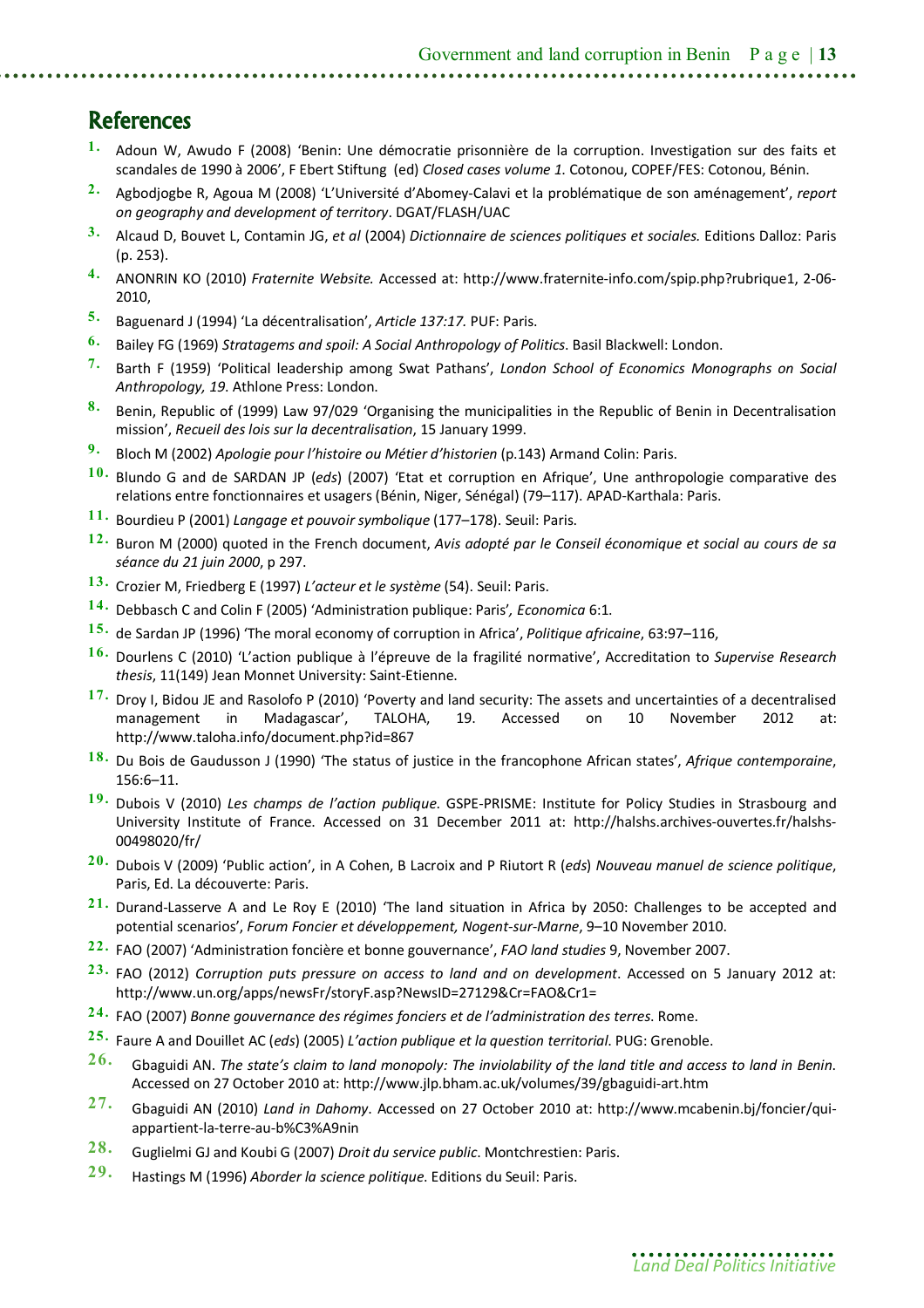## References

1. Adoun W, Awudo F (2008) 'Benin: Une démocratie prisonnière de la corruption. Investigation sur des faits et scandales de 1990 à 2006', F Ebert Stiftung (ed) *Closed cases volume 1.* Cotonou, COPEF/FES: Cotonou, Bénin.
2. Agbodjogbe R, Agoua M (2008) 'L'Université d'Abomey-Calavi et la problématique de son aménagement', *report on geography and development of territory*. DGAT/FLASH/UAC
3. Alcaud D, Bouvet L, Contamin JG, *et al* (2004) *Dictionnaire de sciences politiques et sociales.* Editions Dalloz: Paris (p. 253).
4. ANONRIN KO (2010) *Fraternite Website.* Accessed at: http://www.fraternite-info.com/spip.php?rubrique1, 2-06-2010,
5. Baguenard J (1994) 'La décentralisation', *Article 137:17.* PUF: Paris.
6. Bailey FG (1969) *Stratagems and spoil: A Social Anthropology of Politics*. Basil Blackwell: London.
7. Barth F (1959) 'Political leadership among Swat Pathans', *London School of Economics Monographs on Social Anthropology, 19*. Athlone Press: London.
8. Benin, Republic of (1999) Law 97/029 'Organising the municipalities in the Republic of Benin in Decentralisation mission', *Recueil des lois sur la decentralisation*, 15 January 1999.
9. Bloch M (2002) *Apologie pour l'histoire ou Métier d'historien* (p.143) Armand Colin: Paris.
10. Blundo G and de SARDAN JP (*eds*) (2007) 'Etat et corruption en Afrique', Une anthropologie comparative des relations entre fonctionnaires et usagers (Bénin, Niger, Sénégal) (79–117). APAD-Karthala: Paris.
11. Bourdieu P (2001) *Langage et pouvoir symbolique* (177–178). Seuil: Paris.
12. Buron M (2000) quoted in the French document, *Avis adopté par le Conseil économique et social au cours de sa séance du 21 juin 2000*, p 297.
13. Crozier M, Friedberg E (1997) *L'acteur et le système* (54). Seuil: Paris.
14. Debbasch C and Colin F (2005) 'Administration publique: Paris', *Economica* 6:1.
15. de Sardan JP (1996) 'The moral economy of corruption in Africa', *Politique africaine*, 63:97–116,
16. Dourlens C (2010) 'L'action publique à l'épreuve de la fragilité normative', Accreditation to *Supervise Research thesis*, 11(149) Jean Monnet University: Saint-Etienne.
17. Droy I, Bidou JE and Rasolofo P (2010) 'Poverty and land security: The assets and uncertainties of a decentralised management in Madagascar', TALOHA, 19. Accessed on 10 November 2012 at: http://www.taloha.info/document.php?id=867
18. Du Bois de Gaudusson J (1990) 'The status of justice in the francophone African states', *Afrique contemporaine*, 156:6–11.
19. Dubois V (2010) *Les champs de l'action publique*. GSPE-PRISME: Institute for Policy Studies in Strasbourg and University Institute of France. Accessed on 31 December 2011 at: http://halshs.archives-ouvertes.fr/halshs-00498020/fr/
20. Dubois V (2009) 'Public action', in A Cohen, B Lacroix and P Riutort R (*eds*) *Nouveau manuel de science politique*, Paris, Ed. La découverte: Paris.
21. Durand-Lasserve A and Le Roy E (2010) 'The land situation in Africa by 2050: Challenges to be accepted and potential scenarios', *Forum Foncier et développement, Nogent-sur-Marne*, 9–10 November 2010.
22. FAO (2007) 'Administration foncière et bonne gouvernance', *FAO land studies* 9, November 2007.
23. FAO (2012) *Corruption puts pressure on access to land and on development*. Accessed on 5 January 2012 at: http://www.un.org/apps/newsFr/storyF.asp?NewsID=27129&Cr=FAO&Cr1=
24. FAO (2007) *Bonne gouvernance des régimes fonciers et de l'administration des terres*. Rome.
25. Faure A and Douillet AC (*eds*) (2005) *L'action publique et la question territorial*. PUG: Grenoble.
26. Gbaguidi AN. *The state's claim to land monopoly: The inviolability of the land title and access to land in Benin*. Accessed on 27 October 2010 at: http://www.jlp.bham.ac.uk/volumes/39/gbaguidi-art.htm
27. Gbaguidi AN (2010) *Land in Dahomy*. Accessed on 27 October 2010 at: http://www.mcabenin.bj/foncier/qui-appartient-la-terre-au-b%C3%A9nin
28. Guglielmi GJ and Koubi G (2007) *Droit du service public*. Montchrestien: Paris.
29. Hastings M (1996) *Aborder la science politique*. Editions du Seuil: Paris.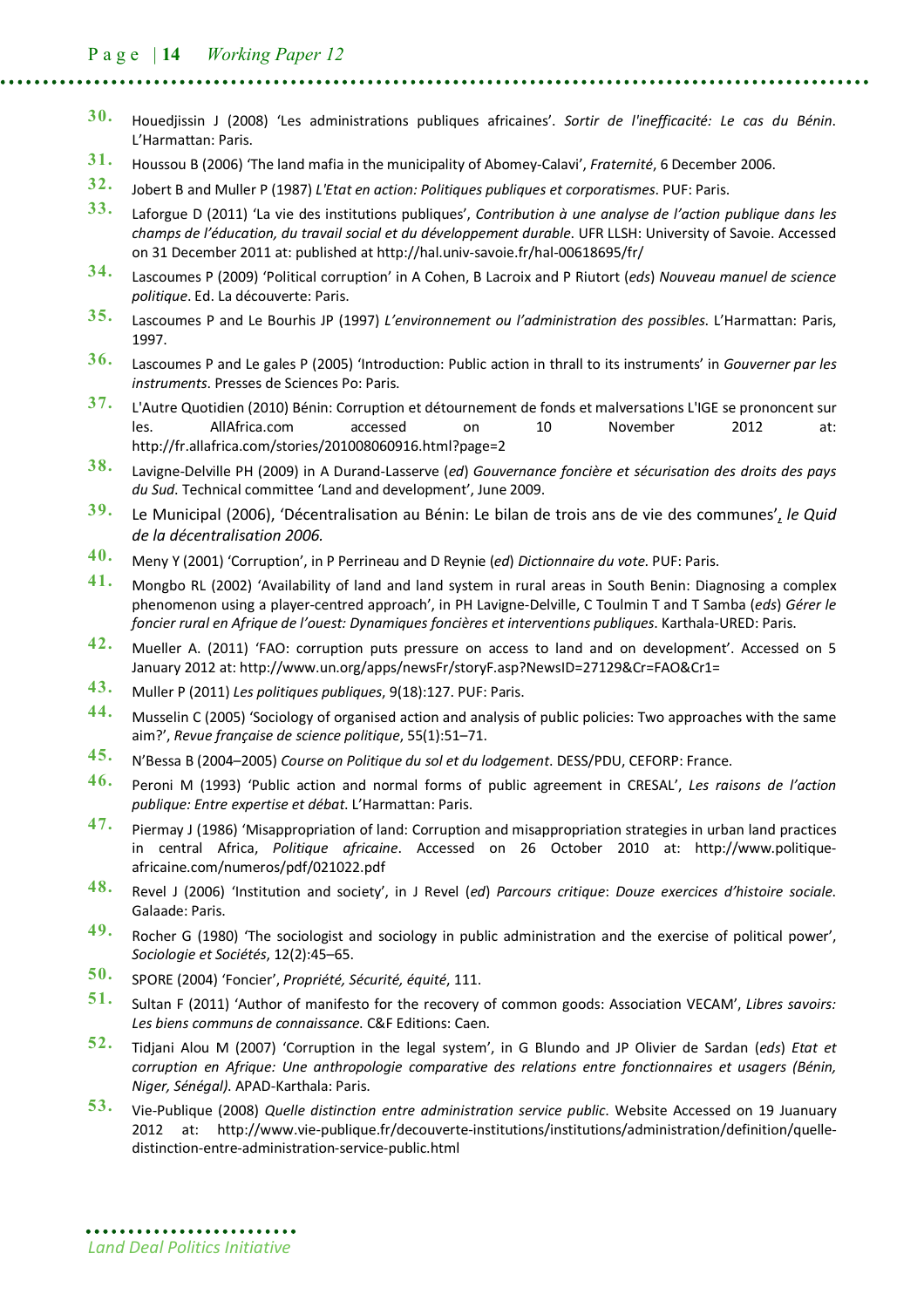30. Houedjissin J (2008) 'Les administrations publiques africaines'. *Sortir de l'inefficacité: Le cas du Bénin*. L'Harmattan: Paris.
31. Houssou B (2006) 'The land mafia in the municipality of Abomey-Calavi', *Fraternité*, 6 December 2006.
32. Jobert B and Muller P (1987) *L'Etat en action: Politiques publiques et corporatismes*. PUF: Paris.
33. Laforgue D (2011) 'La vie des institutions publiques', *Contribution à une analyse de l'action publique dans les champs de l'éducation, du travail social et du développement durable*. UFR LLSH: University of Savoie. Accessed on 31 December 2011 at: published at http://hal.univ-savoie.fr/hal-00618695/fr/
34. Lascoumes P (2009) 'Political corruption' in A Cohen, B Lacroix and P Riutort (*eds*) *Nouveau manuel de science politique*. Ed. La découverte: Paris.
35. Lascoumes P and Le Bourhis JP (1997) *L'environnement ou l'administration des possibles*. L'Harmattan: Paris, 1997.
36. Lascoumes P and Le gales P (2005) 'Introduction: Public action in thrall to its instruments' in *Gouverner par les instruments*. Presses de Sciences Po: Paris.
37. L'Autre Quotidien (2010) Bénin: Corruption et détournement de fonds et malversations L'IGE se prononcent sur les. AllAfrica.com accessed on 10 November 2012 at: http://fr.allafrica.com/stories/201008060916.html?page=2
38. Lavigne-Delville PH (2009) in A Durand-Lasserve (*ed*) *Gouvernance foncière et sécurisation des droits des pays du Sud*. Technical committee 'Land and development', June 2009.
39. Le Municipal (2006), 'Décentralisation au Bénin: Le bilan de trois ans de vie des communes', *le Quid de la décentralisation 2006.*
40. Meny Y (2001) 'Corruption', in P Perrineau and D Reynie (*ed*) *Dictionnaire du vote*. PUF: Paris.
41. Mongbo RL (2002) 'Availability of land and land system in rural areas in South Benin: Diagnosing a complex phenomenon using a player-centred approach', in PH Lavigne-Delville, C Toulmin T and T Samba (*eds*) *Gérer le foncier rural en Afrique de l'ouest: Dynamiques foncières et interventions publiques*. Karthala-URED: Paris.
42. Mueller A. (2011) 'FAO: corruption puts pressure on access to land and on development'. Accessed on 5 January 2012 at: http://www.un.org/apps/newsFr/storyF.asp?NewsID=27129&Cr=FAO&Cr1=
43. Muller P (2011) *Les politiques publiques*, 9(18):127. PUF: Paris.
44. Musselin C (2005) 'Sociology of organised action and analysis of public policies: Two approaches with the same aim?', *Revue française de science politique*, 55(1):51–71.
45. N'Bessa B (2004–2005) *Course on Politique du sol et du lodgement*. DESS/PDU, CEFORP: France.
46. Peroni M (1993) 'Public action and normal forms of public agreement in CRESAL', *Les raisons de l'action publique: Entre expertise et débat*. L'Harmattan: Paris.
47. Piermay J (1986) 'Misappropriation of land: Corruption and misappropriation strategies in urban land practices in central Africa, *Politique africaine*. Accessed on 26 October 2010 at: http://www.politique-africaine.com/numeros/pdf/021022.pdf
48. Revel J (2006) 'Institution and society', in J Revel (*ed*) *Parcours critique*: *Douze exercices d'histoire sociale*. Galaade: Paris.
49. Rocher G (1980) 'The sociologist and sociology in public administration and the exercise of political power', *Sociologie et Sociétés*, 12(2):45–65.
50. SPORE (2004) 'Foncier', *Propriété, Sécurité, équité*, 111.
51. Sultan F (2011) 'Author of manifesto for the recovery of common goods: Association VECAM', *Libres savoirs: Les biens communs de connaissance*. C&F Editions: Caen.
52. Tidjani Alou M (2007) 'Corruption in the legal system', in G Blundo and JP Olivier de Sardan (*eds*) *Etat et corruption en Afrique: Une anthropologie comparative des relations entre fonctionnaires et usagers (Bénin, Niger, Sénégal)*. APAD-Karthala: Paris.
53. Vie-Publique (2008) *Quelle distinction entre administration service public*. Website Accessed on 19 Juanuary 2012 at: http://www.vie-publique.fr/decouverte-institutions/institutions/administration/definition/quelle-distinction-entre-administration-service-public.html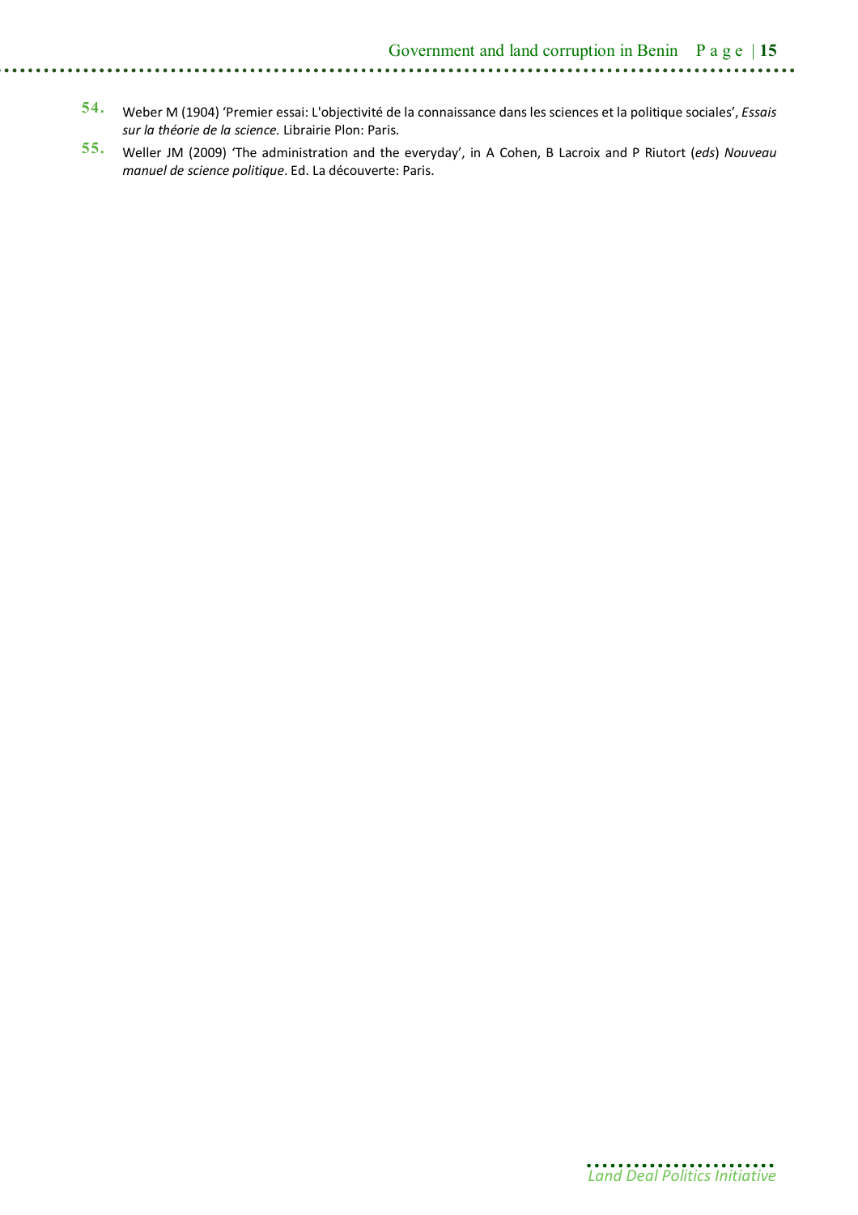54. Weber M (1904) 'Premier essai: L'objectivité de la connaissance dans les sciences et la politique sociales', *Essais sur la théorie de la science.* Librairie Plon: Paris.

55. Weller JM (2009) 'The administration and the everyday', in A Cohen, B Lacroix and P Riutort (*eds*) *Nouveau manuel de science politique*. Ed. La découverte: Paris.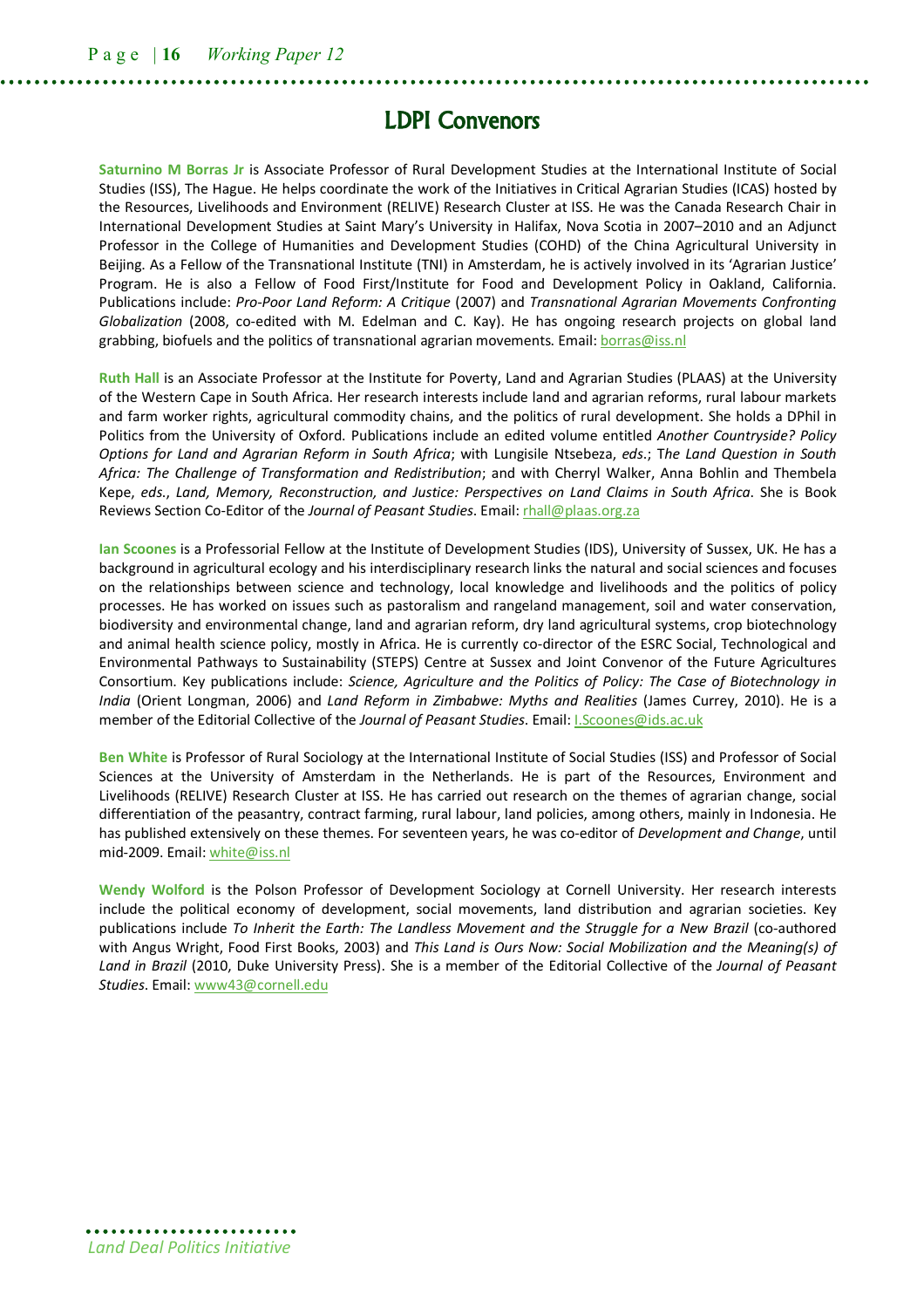# LDPI Convenors

**Saturnino M Borras Jr** is Associate Professor of Rural Development Studies at the International Institute of Social Studies (ISS), The Hague. He helps coordinate the work of the Initiatives in Critical Agrarian Studies (ICAS) hosted by the Resources, Livelihoods and Environment (RELIVE) Research Cluster at ISS. He was the Canada Research Chair in International Development Studies at Saint Mary's University in Halifax, Nova Scotia in 2007–2010 and an Adjunct Professor in the College of Humanities and Development Studies (COHD) of the China Agricultural University in Beijing. As a Fellow of the Transnational Institute (TNI) in Amsterdam, he is actively involved in its 'Agrarian Justice' Program. He is also a Fellow of Food First/Institute for Food and Development Policy in Oakland, California. Publications include: *Pro-Poor Land Reform: A Critique* (2007) and *Transnational Agrarian Movements Confronting Globalization* (2008, co-edited with M. Edelman and C. Kay). He has ongoing research projects on global land grabbing, biofuels and the politics of transnational agrarian movements. Email: borras@iss.nl

**Ruth Hall** is an Associate Professor at the Institute for Poverty, Land and Agrarian Studies (PLAAS) at the University of the Western Cape in South Africa. Her research interests include land and agrarian reforms, rural labour markets and farm worker rights, agricultural commodity chains, and the politics of rural development. She holds a DPhil in Politics from the University of Oxford. Publications include an edited volume entitled *Another Countryside? Policy Options for Land and Agrarian Reform in South Africa*; with Lungisile Ntsebeza, *eds*.; T*he Land Question in South Africa: The Challenge of Transformation and Redistribution*; and with Cherryl Walker, Anna Bohlin and Thembela Kepe, *eds*., *Land, Memory, Reconstruction, and Justice: Perspectives on Land Claims in South Africa*. She is Book Reviews Section Co-Editor of the *Journal of Peasant Studies*. Email: rhall@plaas.org.za

**Ian Scoones** is a Professorial Fellow at the Institute of Development Studies (IDS), University of Sussex, UK. He has a background in agricultural ecology and his interdisciplinary research links the natural and social sciences and focuses on the relationships between science and technology, local knowledge and livelihoods and the politics of policy processes. He has worked on issues such as pastoralism and rangeland management, soil and water conservation, biodiversity and environmental change, land and agrarian reform, dry land agricultural systems, crop biotechnology and animal health science policy, mostly in Africa. He is currently co-director of the ESRC Social, Technological and Environmental Pathways to Sustainability (STEPS) Centre at Sussex and Joint Convenor of the Future Agricultures Consortium. Key publications include: *Science, Agriculture and the Politics of Policy: The Case of Biotechnology in India* (Orient Longman, 2006) and *Land Reform in Zimbabwe: Myths and Realities* (James Currey, 2010). He is a member of the Editorial Collective of the *Journal of Peasant Studies*. Email: I.Scoones@ids.ac.uk

**Ben White** is Professor of Rural Sociology at the International Institute of Social Studies (ISS) and Professor of Social Sciences at the University of Amsterdam in the Netherlands. He is part of the Resources, Environment and Livelihoods (RELIVE) Research Cluster at ISS. He has carried out research on the themes of agrarian change, social differentiation of the peasantry, contract farming, rural labour, land policies, among others, mainly in Indonesia. He has published extensively on these themes. For seventeen years, he was co-editor of *Development and Change*, until mid-2009. Email: white@iss.nl

**Wendy Wolford** is the Polson Professor of Development Sociology at Cornell University. Her research interests include the political economy of development, social movements, land distribution and agrarian societies. Key publications include *To Inherit the Earth: The Landless Movement and the Struggle for a New Brazil* (co-authored with Angus Wright, Food First Books, 2003) and *This Land is Ours Now: Social Mobilization and the Meaning(s) of Land in Brazil* (2010, Duke University Press). She is a member of the Editorial Collective of the *Journal of Peasant Studies*. Email: www43@cornell.edu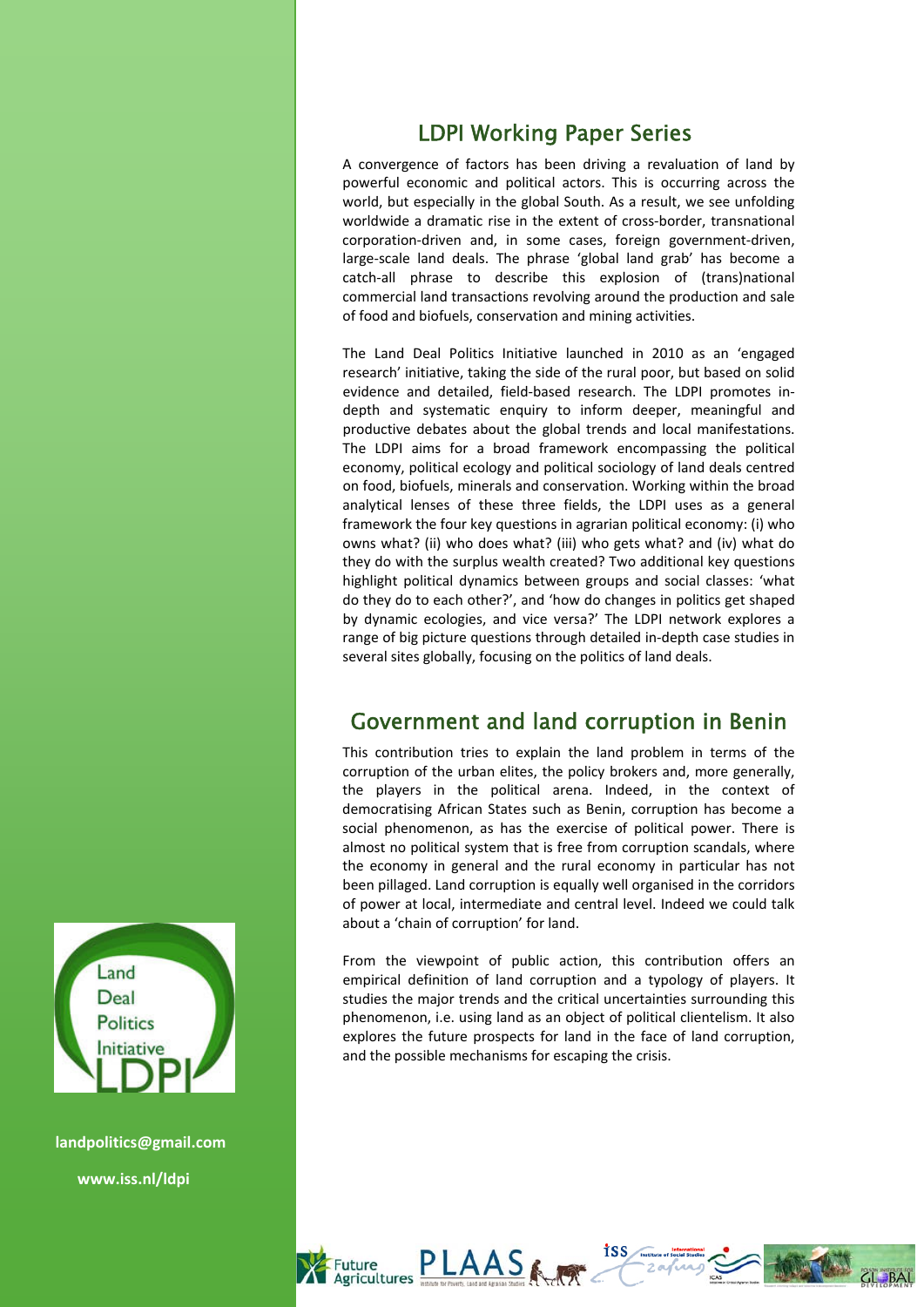## LDPI Working Paper Series

A convergence of factors has been driving a revaluation of land by powerful economic and political actors. This is occurring across the world, but especially in the global South. As a result, we see unfolding worldwide a dramatic rise in the extent of cross-border, transnational corporation-driven and, in some cases, foreign government-driven, large-scale land deals. The phrase 'global land grab' has become a catch-all phrase to describe this explosion of (trans)national commercial land transactions revolving around the production and sale of food and biofuels, conservation and mining activities.

The Land Deal Politics Initiative launched in 2010 as an 'engaged research' initiative, taking the side of the rural poor, but based on solid evidence and detailed, field-based research. The LDPI promotes in-depth and systematic enquiry to inform deeper, meaningful and productive debates about the global trends and local manifestations. The LDPI aims for a broad framework encompassing the political economy, political ecology and political sociology of land deals centred on food, biofuels, minerals and conservation. Working within the broad analytical lenses of these three fields, the LDPI uses as a general framework the four key questions in agrarian political economy: (i) who owns what? (ii) who does what? (iii) who gets what? and (iv) what do they do with the surplus wealth created? Two additional key questions highlight political dynamics between groups and social classes: 'what do they do to each other?', and 'how do changes in politics get shaped by dynamic ecologies, and vice versa?' The LDPI network explores a range of big picture questions through detailed in-depth case studies in several sites globally, focusing on the politics of land deals.

## Government and land corruption in Benin

This contribution tries to explain the land problem in terms of the corruption of the urban elites, the policy brokers and, more generally, the players in the political arena. Indeed, in the context of democratising African States such as Benin, corruption has become a social phenomenon, as has the exercise of political power. There is almost no political system that is free from corruption scandals, where the economy in general and the rural economy in particular has not been pillaged. Land corruption is equally well organised in the corridors of power at local, intermediate and central level. Indeed we could talk about a 'chain of corruption' for land.

From the viewpoint of public action, this contribution offers an empirical definition of land corruption and a typology of players. It studies the major trends and the critical uncertainties surrounding this phenomenon, i.e. using land as an object of political clientelism. It also explores the future prospects for land in the face of land corruption, and the possible mechanisms for escaping the crisis.

Land Deal Politics Initiative LDPI

**landpolitics@gmail.com**

**www.iss.nl/ldpi**